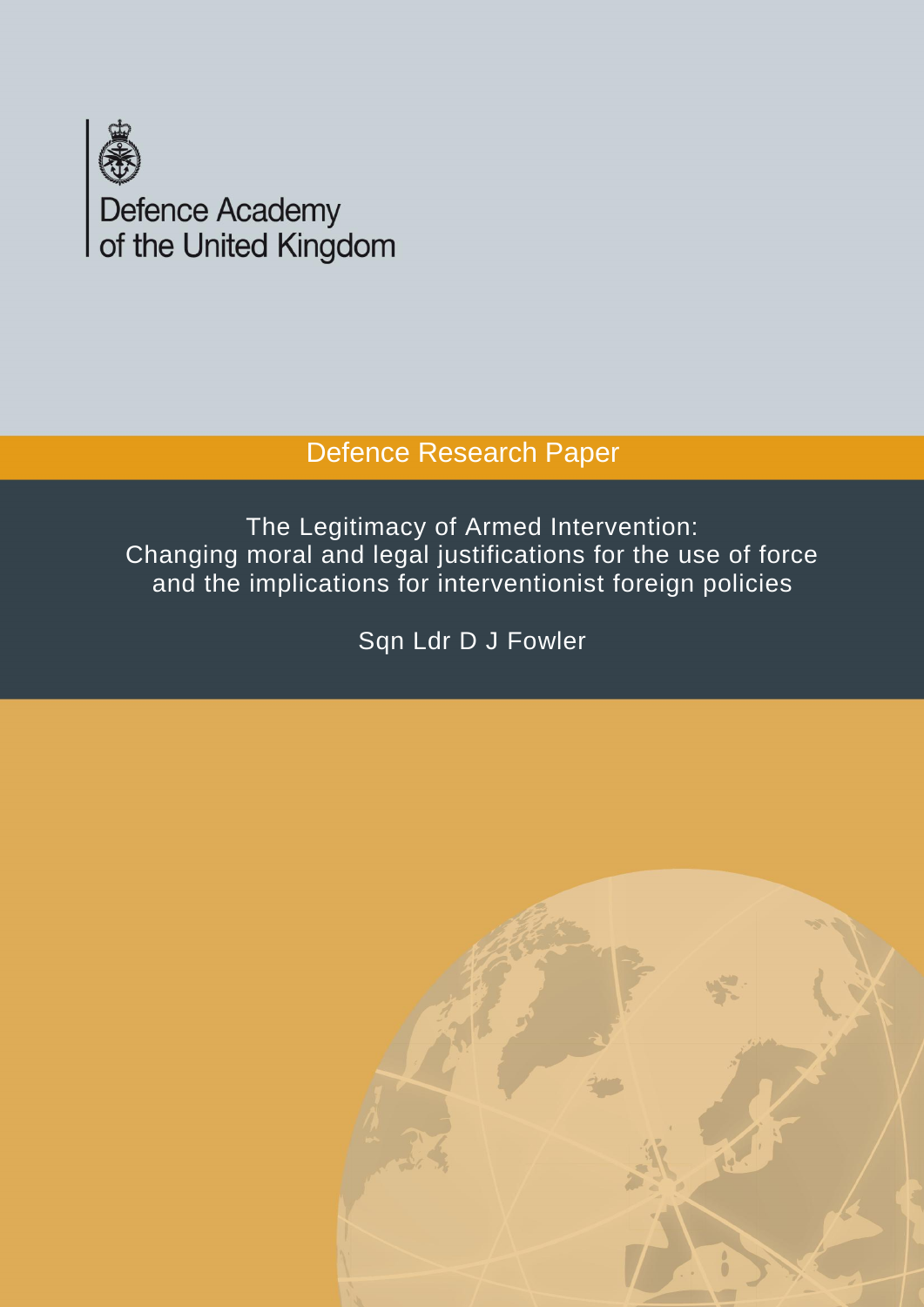Defence Academy of the United Kingdom

Defence Research Paper

# The Legitimacy of Armed Intervention: Changing moral and legal justifications for the use of force and the implications for interventionist foreign policies

Sqn Ldr D J Fowler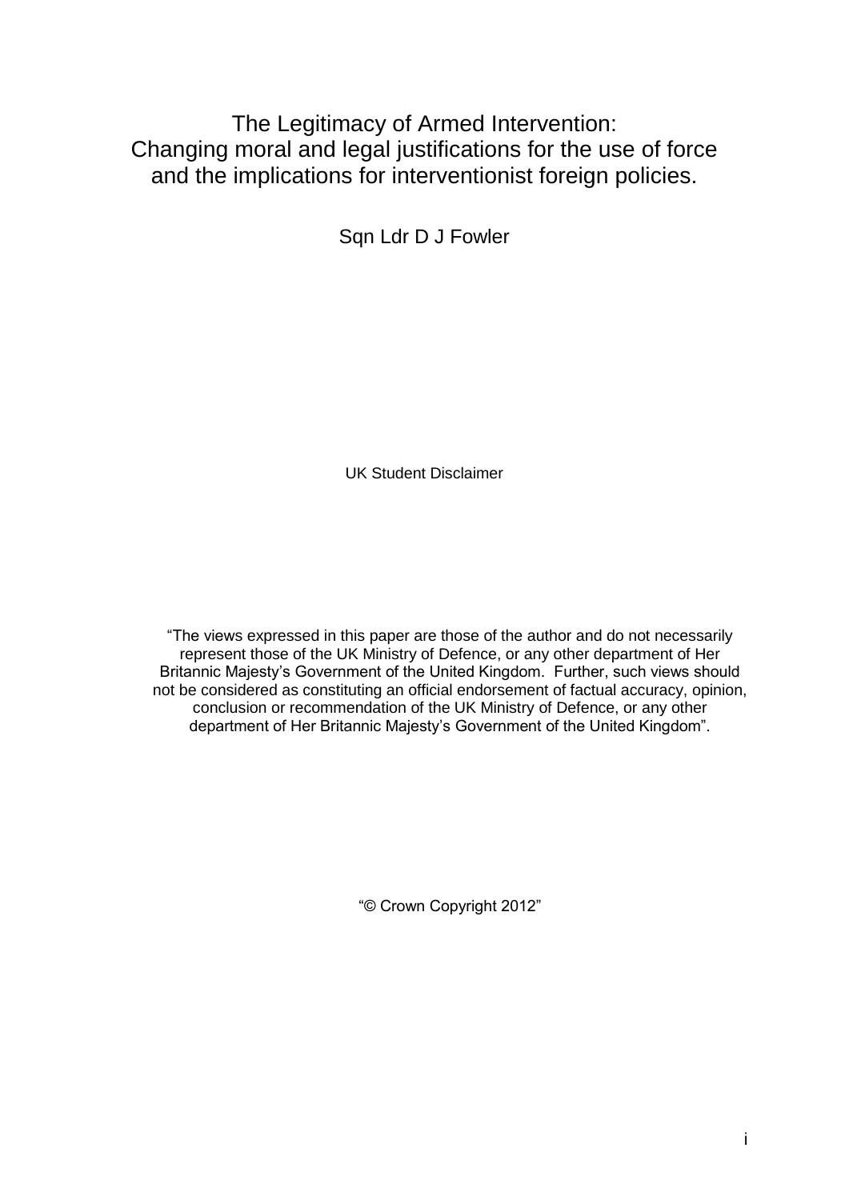# The Legitimacy of Armed Intervention: Changing moral and legal justifications for the use of force and the implications for interventionist foreign policies.

Sqn Ldr D J Fowler

UK Student Disclaimer

"The views expressed in this paper are those of the author and do not necessarily represent those of the UK Ministry of Defence, or any other department of Her Britannic Majesty's Government of the United Kingdom. Further, such views should not be considered as constituting an official endorsement of factual accuracy, opinion, conclusion or recommendation of the UK Ministry of Defence, or any other department of Her Britannic Majesty's Government of the United Kingdom".

"© Crown Copyright 2012"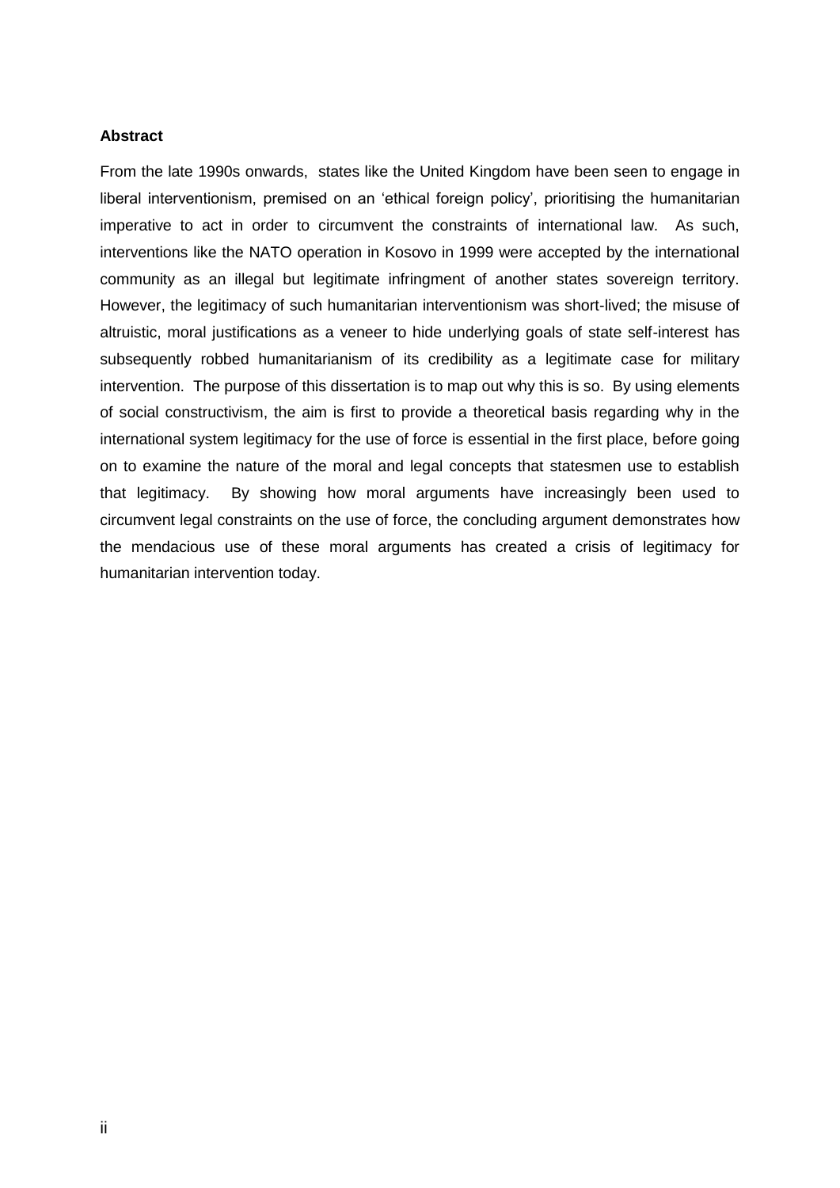**Abstract**

From the late 1990s onwards, states like the United Kingdom have been seen to engage in liberal interventionism, premised on an 'ethical foreign policy', prioritising the humanitarian imperative to act in order to circumvent the constraints of international law. As such, interventions like the NATO operation in Kosovo in 1999 were accepted by the international community as an illegal but legitimate infringment of another states sovereign territory. However, the legitimacy of such humanitarian interventionism was short-lived; the misuse of altruistic, moral justifications as a veneer to hide underlying goals of state self-interest has subsequently robbed humanitarianism of its credibility as a legitimate case for military intervention. The purpose of this dissertation is to map out why this is so. By using elements of social constructivism, the aim is first to provide a theoretical basis regarding why in the international system legitimacy for the use of force is essential in the first place, before going on to examine the nature of the moral and legal concepts that statesmen use to establish that legitimacy. By showing how moral arguments have increasingly been used to circumvent legal constraints on the use of force, the concluding argument demonstrates how the mendacious use of these moral arguments has created a crisis of legitimacy for humanitarian intervention today.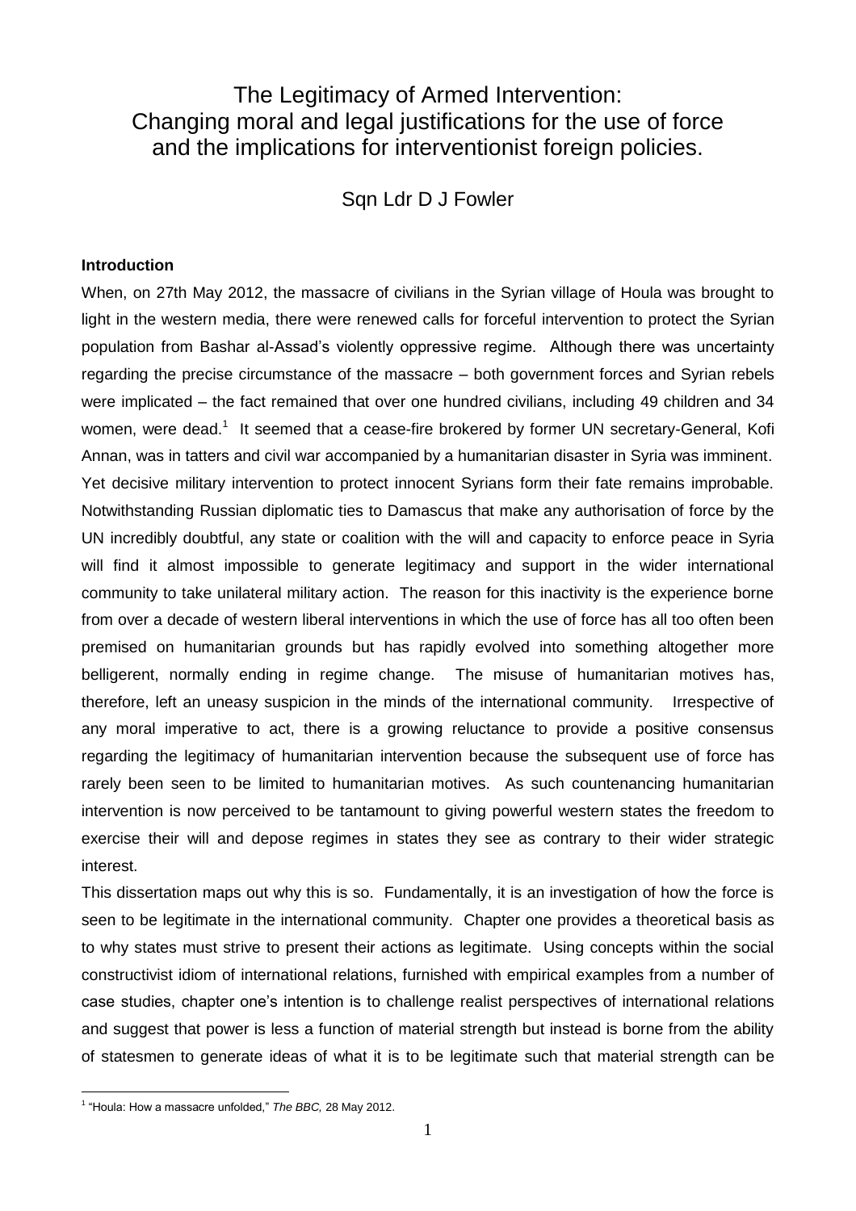# The Legitimacy of Armed Intervention: Changing moral and legal justifications for the use of force and the implications for interventionist foreign policies.

Sqn Ldr D J Fowler

**Introduction**

When, on 27th May 2012, the massacre of civilians in the Syrian village of Houla was brought to light in the western media, there were renewed calls for forceful intervention to protect the Syrian population from Bashar al-Assad's violently oppressive regime. Although there was uncertainty regarding the precise circumstance of the massacre – both government forces and Syrian rebels were implicated – the fact remained that over one hundred civilians, including 49 children and 34 women, were dead.[1] It seemed that a cease-fire brokered by former UN secretary-General, Kofi Annan, was in tatters and civil war accompanied by a humanitarian disaster in Syria was imminent. Yet decisive military intervention to protect innocent Syrians form their fate remains improbable. Notwithstanding Russian diplomatic ties to Damascus that make any authorisation of force by the UN incredibly doubtful, any state or coalition with the will and capacity to enforce peace in Syria will find it almost impossible to generate legitimacy and support in the wider international community to take unilateral military action. The reason for this inactivity is the experience borne from over a decade of western liberal interventions in which the use of force has all too often been premised on humanitarian grounds but has rapidly evolved into something altogether more belligerent, normally ending in regime change. The misuse of humanitarian motives has, therefore, left an uneasy suspicion in the minds of the international community. Irrespective of any moral imperative to act, there is a growing reluctance to provide a positive consensus regarding the legitimacy of humanitarian intervention because the subsequent use of force has rarely been seen to be limited to humanitarian motives. As such countenancing humanitarian intervention is now perceived to be tantamount to giving powerful western states the freedom to exercise their will and depose regimes in states they see as contrary to their wider strategic interest.

This dissertation maps out why this is so. Fundamentally, it is an investigation of how the force is seen to be legitimate in the international community. Chapter one provides a theoretical basis as to why states must strive to present their actions as legitimate. Using concepts within the social constructivist idiom of international relations, furnished with empirical examples from a number of case studies, chapter one's intention is to challenge realist perspectives of international relations and suggest that power is less a function of material strength but instead is borne from the ability of statesmen to generate ideas of what it is to be legitimate such that material strength can be

[1] "Houla: How a massacre unfolded," *The BBC,* 28 May 2012.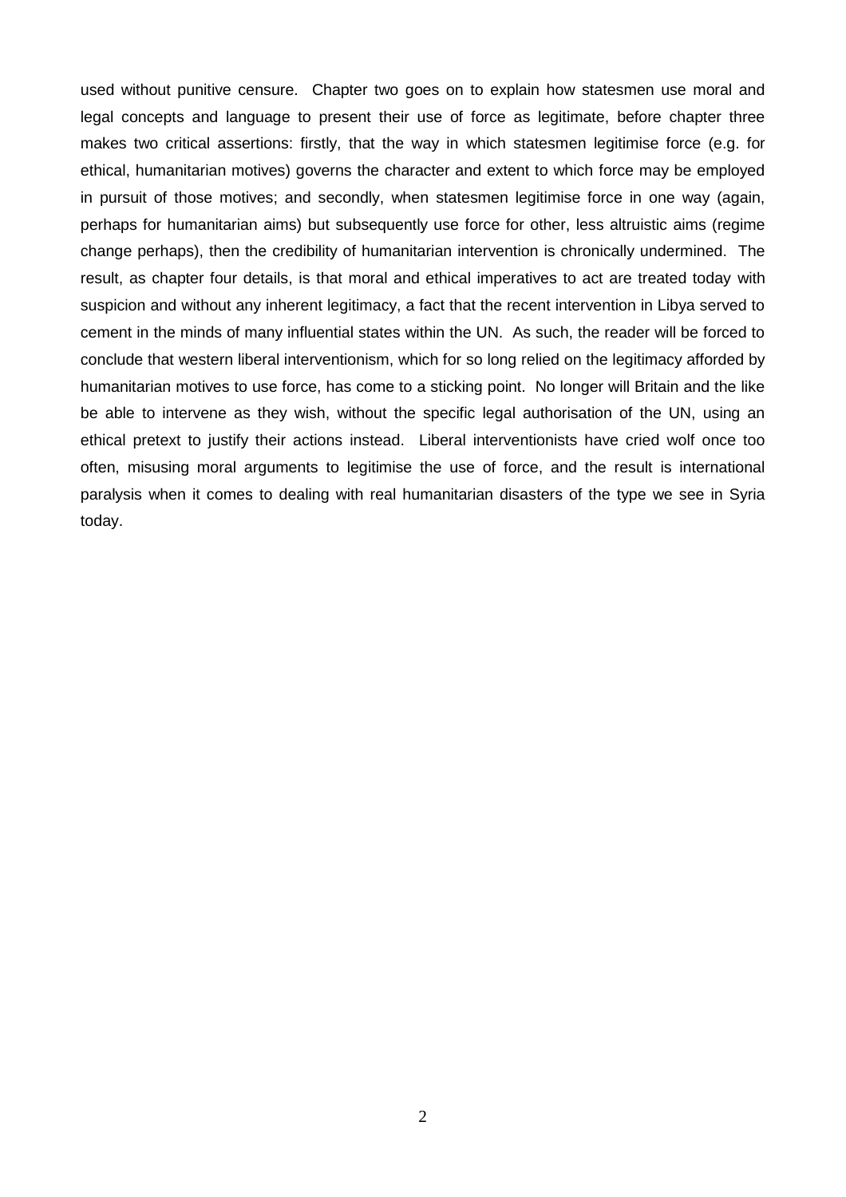used without punitive censure. Chapter two goes on to explain how statesmen use moral and legal concepts and language to present their use of force as legitimate, before chapter three makes two critical assertions: firstly, that the way in which statesmen legitimise force (e.g. for ethical, humanitarian motives) governs the character and extent to which force may be employed in pursuit of those motives; and secondly, when statesmen legitimise force in one way (again, perhaps for humanitarian aims) but subsequently use force for other, less altruistic aims (regime change perhaps), then the credibility of humanitarian intervention is chronically undermined. The result, as chapter four details, is that moral and ethical imperatives to act are treated today with suspicion and without any inherent legitimacy, a fact that the recent intervention in Libya served to cement in the minds of many influential states within the UN. As such, the reader will be forced to conclude that western liberal interventionism, which for so long relied on the legitimacy afforded by humanitarian motives to use force, has come to a sticking point. No longer will Britain and the like be able to intervene as they wish, without the specific legal authorisation of the UN, using an ethical pretext to justify their actions instead. Liberal interventionists have cried wolf once too often, misusing moral arguments to legitimise the use of force, and the result is international paralysis when it comes to dealing with real humanitarian disasters of the type we see in Syria today.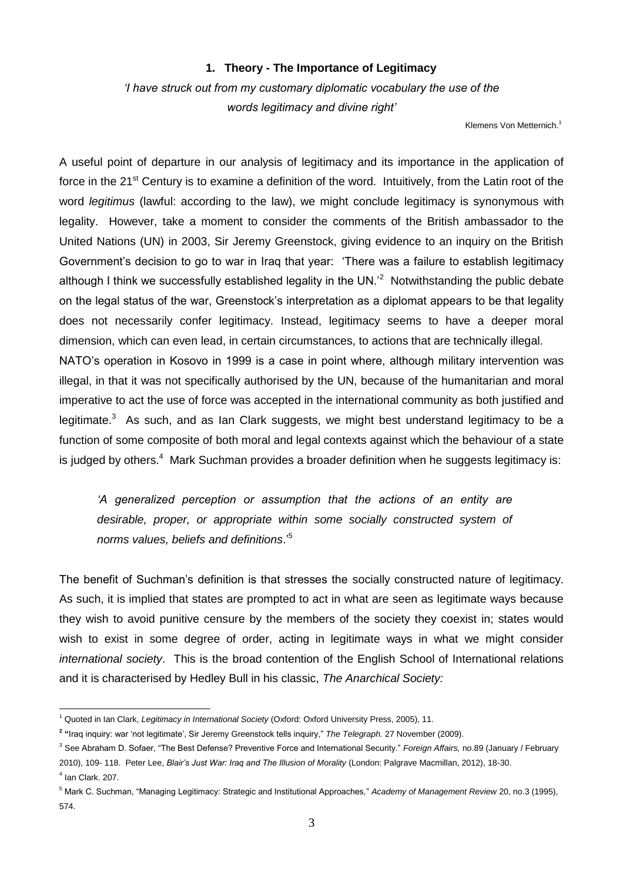## 1. Theory - The Importance of Legitimacy

*'I have struck out from my customary diplomatic vocabulary the use of the words legitimacy and divine right'*

Klemens Von Metternich.[1]

A useful point of departure in our analysis of legitimacy and its importance in the application of force in the 21st Century is to examine a definition of the word. Intuitively, from the Latin root of the word *legitimus* (lawful: according to the law), we might conclude legitimacy is synonymous with legality. However, take a moment to consider the comments of the British ambassador to the United Nations (UN) in 2003, Sir Jeremy Greenstock, giving evidence to an inquiry on the British Government's decision to go to war in Iraq that year: 'There was a failure to establish legitimacy although I think we successfully established legality in the UN.'[2] Notwithstanding the public debate on the legal status of the war, Greenstock's interpretation as a diplomat appears to be that legality does not necessarily confer legitimacy. Instead, legitimacy seems to have a deeper moral dimension, which can even lead, in certain circumstances, to actions that are technically illegal.

NATO's operation in Kosovo in 1999 is a case in point where, although military intervention was illegal, in that it was not specifically authorised by the UN, because of the humanitarian and moral imperative to act the use of force was accepted in the international community as both justified and legitimate.[3] As such, and as Ian Clark suggests, we might best understand legitimacy to be a function of some composite of both moral and legal contexts against which the behaviour of a state is judged by others.[4] Mark Suchman provides a broader definition when he suggests legitimacy is:

> *'A generalized perception or assumption that the actions of an entity are desirable, proper, or appropriate within some socially constructed system of norms values, beliefs and definitions*.'[5]

The benefit of Suchman's definition is that stresses the socially constructed nature of legitimacy. As such, it is implied that states are prompted to act in what are seen as legitimate ways because they wish to avoid punitive censure by the members of the society they coexist in; states would wish to exist in some degree of order, acting in legitimate ways in what we might consider *international society*. This is the broad contention of the English School of International relations and it is characterised by Hedley Bull in his classic, *The Anarchical Society:*

---

[1] Quoted in Ian Clark, *Legitimacy in International Society* (Oxford: Oxford University Press, 2005), 11.

[2] "Iraq inquiry: war 'not legitimate', Sir Jeremy Greenstock tells inquiry," *The Telegraph.* 27 November (2009).

[3] See Abraham D. Sofaer, "The Best Defense? Preventive Force and International Security." *Foreign Affairs,* no.89 (January / February 2010), 109- 118. Peter Lee, *Blair's Just War: Iraq and The Illusion of Morality* (London: Palgrave Macmillan, 2012), 18-30.

[4] Ian Clark. 207.

[5] Mark C. Suchman, "Managing Legitimacy: Strategic and Institutional Approaches," *Academy of Management Review* 20, no.3 (1995), 574.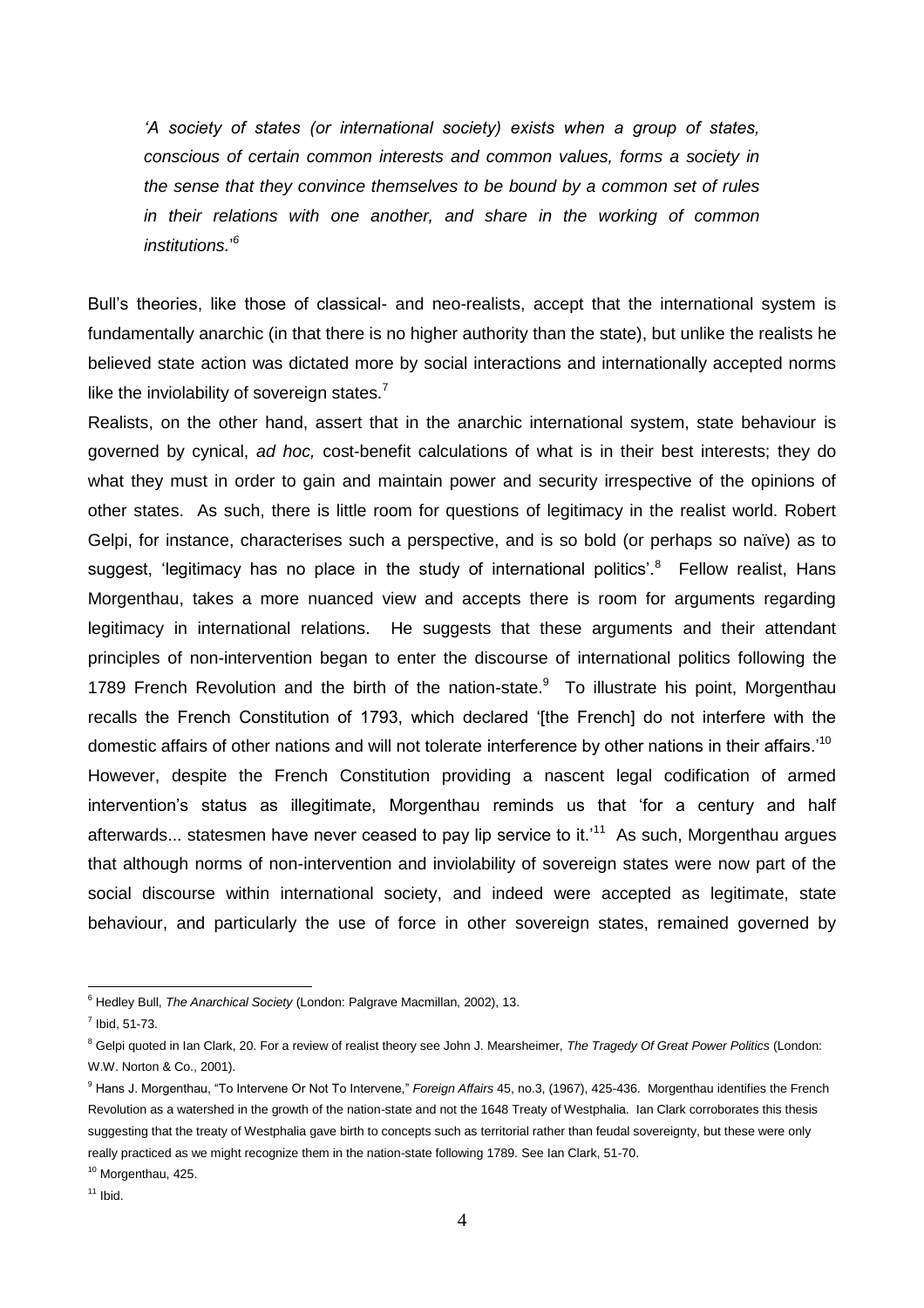*'A society of states (or international society) exists when a group of states, conscious of certain common interests and common values, forms a society in the sense that they convince themselves to be bound by a common set of rules in their relations with one another, and share in the working of common institutions.'*[6]

Bull's theories, like those of classical- and neo-realists, accept that the international system is fundamentally anarchic (in that there is no higher authority than the state), but unlike the realists he believed state action was dictated more by social interactions and internationally accepted norms like the inviolability of sovereign states.[7]

Realists, on the other hand, assert that in the anarchic international system, state behaviour is governed by cynical, *ad hoc,* cost-benefit calculations of what is in their best interests; they do what they must in order to gain and maintain power and security irrespective of the opinions of other states. As such, there is little room for questions of legitimacy in the realist world. Robert Gelpi, for instance, characterises such a perspective, and is so bold (or perhaps so naïve) as to suggest, 'legitimacy has no place in the study of international politics'.[8] Fellow realist, Hans Morgenthau, takes a more nuanced view and accepts there is room for arguments regarding legitimacy in international relations. He suggests that these arguments and their attendant principles of non-intervention began to enter the discourse of international politics following the 1789 French Revolution and the birth of the nation-state.[9] To illustrate his point, Morgenthau recalls the French Constitution of 1793, which declared '[the French] do not interfere with the domestic affairs of other nations and will not tolerate interference by other nations in their affairs.'[10] However, despite the French Constitution providing a nascent legal codification of armed intervention's status as illegitimate, Morgenthau reminds us that 'for a century and half afterwards... statesmen have never ceased to pay lip service to it.'[11] As such, Morgenthau argues that although norms of non-intervention and inviolability of sovereign states were now part of the social discourse within international society, and indeed were accepted as legitimate, state behaviour, and particularly the use of force in other sovereign states, remained governed by

---

[6] Hedley Bull, *The Anarchical Society* (London: Palgrave Macmillan, 2002), 13.

[7] Ibid, 51-73.

[8] Gelpi quoted in Ian Clark, 20. For a review of realist theory see John J. Mearsheimer, *The Tragedy Of Great Power Politics* (London: W.W. Norton & Co., 2001).

[9] Hans J. Morgenthau, "To Intervene Or Not To Intervene," *Foreign Affairs* 45, no.3, (1967), 425-436. Morgenthau identifies the French Revolution as a watershed in the growth of the nation-state and not the 1648 Treaty of Westphalia. Ian Clark corroborates this thesis suggesting that the treaty of Westphalia gave birth to concepts such as territorial rather than feudal sovereignty, but these were only really practiced as we might recognize them in the nation-state following 1789. See Ian Clark, 51-70.

[10] Morgenthau, 425.

[11] Ibid.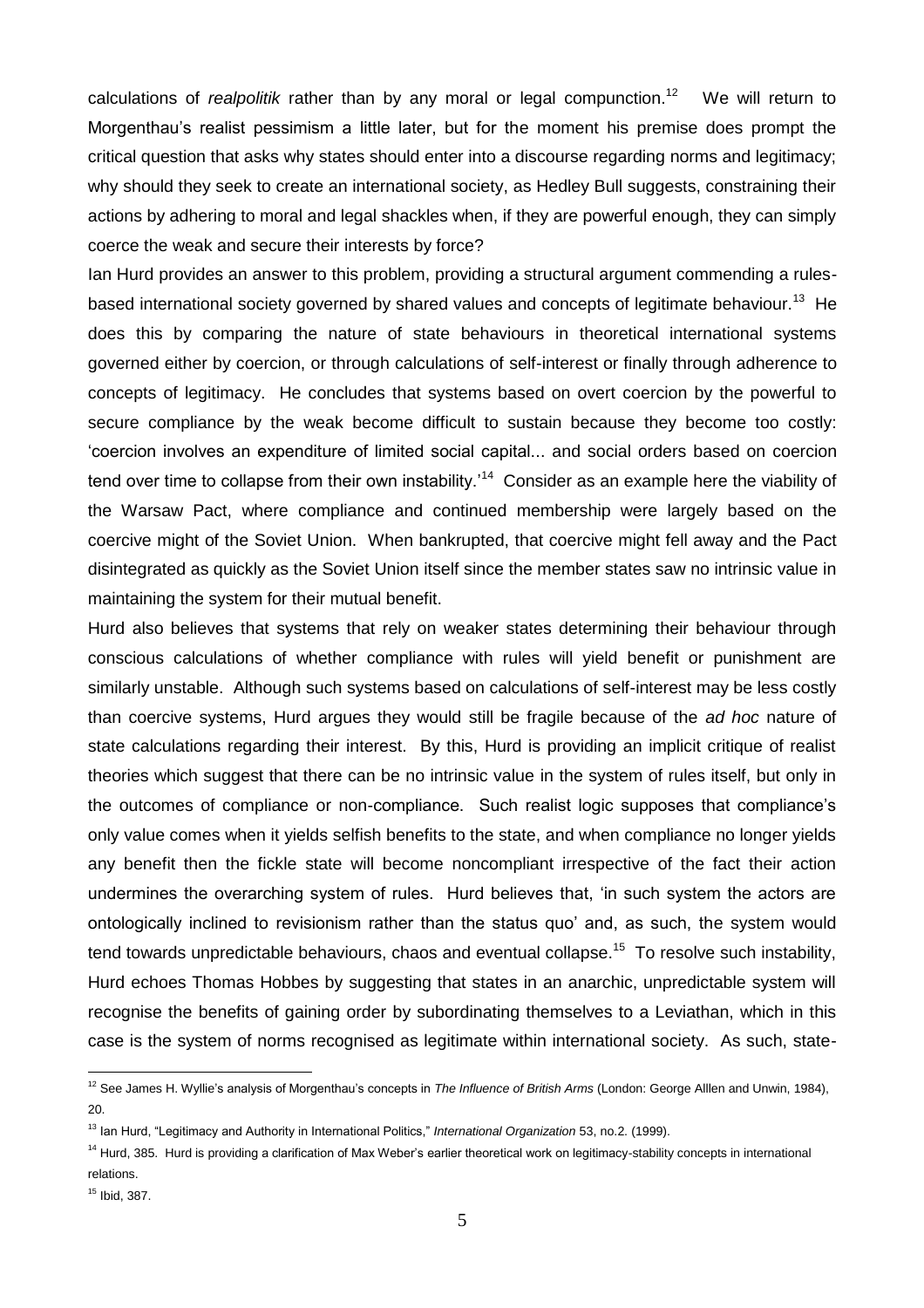calculations of *realpolitik* rather than by any moral or legal compunction.[12] We will return to Morgenthau's realist pessimism a little later, but for the moment his premise does prompt the critical question that asks why states should enter into a discourse regarding norms and legitimacy; why should they seek to create an international society, as Hedley Bull suggests, constraining their actions by adhering to moral and legal shackles when, if they are powerful enough, they can simply coerce the weak and secure their interests by force?

Ian Hurd provides an answer to this problem, providing a structural argument commending a rules-based international society governed by shared values and concepts of legitimate behaviour.[13] He does this by comparing the nature of state behaviours in theoretical international systems governed either by coercion, or through calculations of self-interest or finally through adherence to concepts of legitimacy. He concludes that systems based on overt coercion by the powerful to secure compliance by the weak become difficult to sustain because they become too costly: 'coercion involves an expenditure of limited social capital... and social orders based on coercion tend over time to collapse from their own instability.'[14] Consider as an example here the viability of the Warsaw Pact, where compliance and continued membership were largely based on the coercive might of the Soviet Union. When bankrupted, that coercive might fell away and the Pact disintegrated as quickly as the Soviet Union itself since the member states saw no intrinsic value in maintaining the system for their mutual benefit.

Hurd also believes that systems that rely on weaker states determining their behaviour through conscious calculations of whether compliance with rules will yield benefit or punishment are similarly unstable. Although such systems based on calculations of self-interest may be less costly than coercive systems, Hurd argues they would still be fragile because of the *ad hoc* nature of state calculations regarding their interest. By this, Hurd is providing an implicit critique of realist theories which suggest that there can be no intrinsic value in the system of rules itself, but only in the outcomes of compliance or non-compliance. Such realist logic supposes that compliance's only value comes when it yields selfish benefits to the state, and when compliance no longer yields any benefit then the fickle state will become noncompliant irrespective of the fact their action undermines the overarching system of rules. Hurd believes that, 'in such system the actors are ontologically inclined to revisionism rather than the status quo' and, as such, the system would tend towards unpredictable behaviours, chaos and eventual collapse.[15] To resolve such instability, Hurd echoes Thomas Hobbes by suggesting that states in an anarchic, unpredictable system will recognise the benefits of gaining order by subordinating themselves to a Leviathan, which in this case is the system of norms recognised as legitimate within international society. As such, state-

---

[12] See James H. Wyllie's analysis of Morgenthau's concepts in *The Influence of British Arms* (London: George Alllen and Unwin, 1984), 20.

[13] Ian Hurd, "Legitimacy and Authority in International Politics," *International Organization* 53, no.2. (1999).

[14] Hurd, 385. Hurd is providing a clarification of Max Weber's earlier theoretical work on legitimacy-stability concepts in international relations.

[15] Ibid, 387.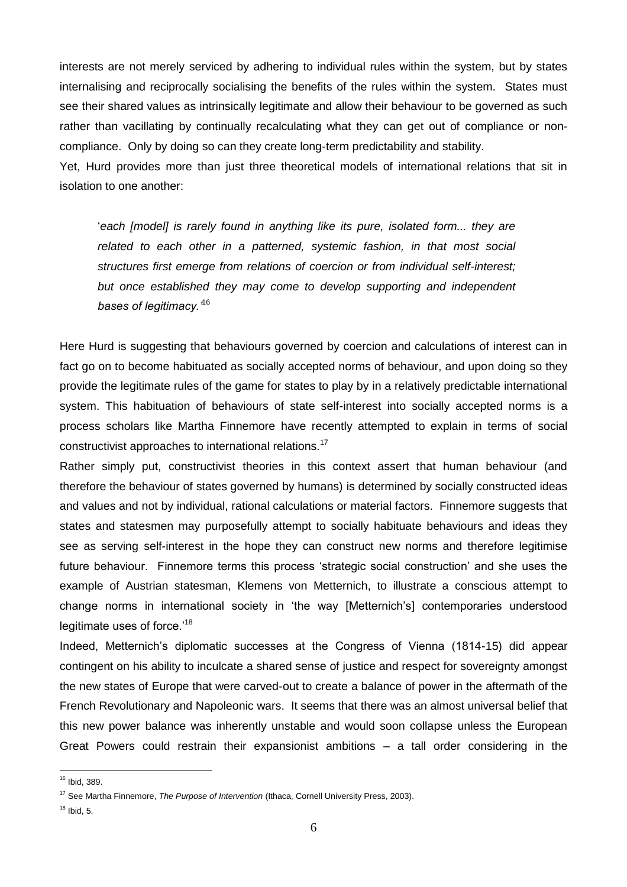interests are not merely serviced by adhering to individual rules within the system, but by states internalising and reciprocally socialising the benefits of the rules within the system. States must see their shared values as intrinsically legitimate and allow their behaviour to be governed as such rather than vacillating by continually recalculating what they can get out of compliance or non-compliance. Only by doing so can they create long-term predictability and stability.

Yet, Hurd provides more than just three theoretical models of international relations that sit in isolation to one another:

> '*each [model] is rarely found in anything like its pure, isolated form... they are related to each other in a patterned, systemic fashion, in that most social structures first emerge from relations of coercion or from individual self-interest; but once established they may come to develop supporting and independent bases of legitimacy.*'[16]

Here Hurd is suggesting that behaviours governed by coercion and calculations of interest can in fact go on to become habituated as socially accepted norms of behaviour, and upon doing so they provide the legitimate rules of the game for states to play by in a relatively predictable international system. This habituation of behaviours of state self-interest into socially accepted norms is a process scholars like Martha Finnemore have recently attempted to explain in terms of social constructivist approaches to international relations.[17]

Rather simply put, constructivist theories in this context assert that human behaviour (and therefore the behaviour of states governed by humans) is determined by socially constructed ideas and values and not by individual, rational calculations or material factors. Finnemore suggests that states and statesmen may purposefully attempt to socially habituate behaviours and ideas they see as serving self-interest in the hope they can construct new norms and therefore legitimise future behaviour. Finnemore terms this process 'strategic social construction' and she uses the example of Austrian statesman, Klemens von Metternich, to illustrate a conscious attempt to change norms in international society in 'the way [Metternich's] contemporaries understood legitimate uses of force.'[18]

Indeed, Metternich's diplomatic successes at the Congress of Vienna (1814-15) did appear contingent on his ability to inculcate a shared sense of justice and respect for sovereignty amongst the new states of Europe that were carved-out to create a balance of power in the aftermath of the French Revolutionary and Napoleonic wars. It seems that there was an almost universal belief that this new power balance was inherently unstable and would soon collapse unless the European Great Powers could restrain their expansionist ambitions – a tall order considering in the

[16] Ibid, 389.

[17] See Martha Finnemore, *The Purpose of Intervention* (Ithaca, Cornell University Press, 2003).

[18] Ibid, 5.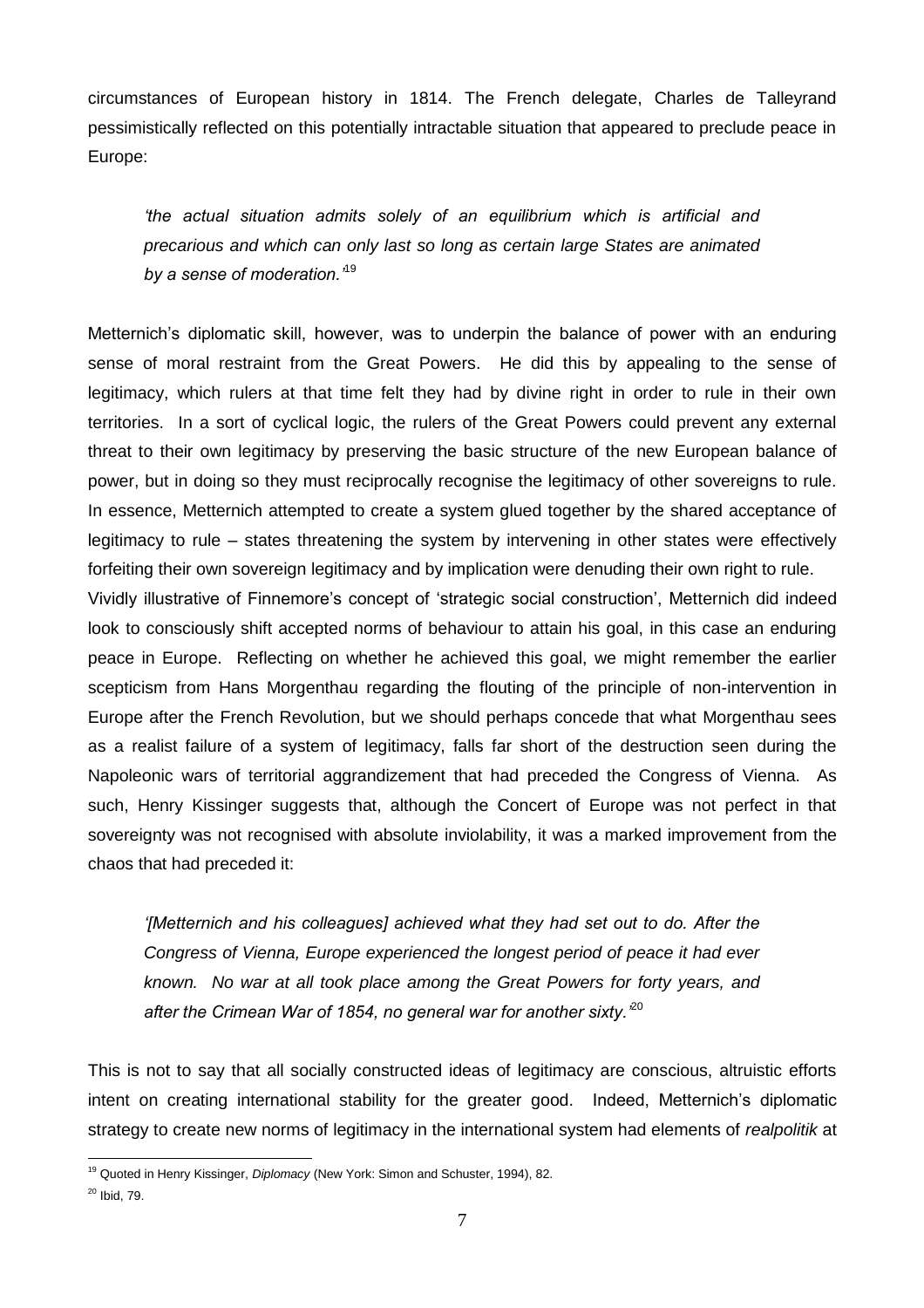circumstances of European history in 1814. The French delegate, Charles de Talleyrand pessimistically reflected on this potentially intractable situation that appeared to preclude peace in Europe:

> *'the actual situation admits solely of an equilibrium which is artificial and precarious and which can only last so long as certain large States are animated by a sense of moderation.'*[19]

Metternich's diplomatic skill, however, was to underpin the balance of power with an enduring sense of moral restraint from the Great Powers. He did this by appealing to the sense of legitimacy, which rulers at that time felt they had by divine right in order to rule in their own territories. In a sort of cyclical logic, the rulers of the Great Powers could prevent any external threat to their own legitimacy by preserving the basic structure of the new European balance of power, but in doing so they must reciprocally recognise the legitimacy of other sovereigns to rule. In essence, Metternich attempted to create a system glued together by the shared acceptance of legitimacy to rule – states threatening the system by intervening in other states were effectively forfeiting their own sovereign legitimacy and by implication were denuding their own right to rule.

Vividly illustrative of Finnemore's concept of 'strategic social construction', Metternich did indeed look to consciously shift accepted norms of behaviour to attain his goal, in this case an enduring peace in Europe. Reflecting on whether he achieved this goal, we might remember the earlier scepticism from Hans Morgenthau regarding the flouting of the principle of non-intervention in Europe after the French Revolution, but we should perhaps concede that what Morgenthau sees as a realist failure of a system of legitimacy, falls far short of the destruction seen during the Napoleonic wars of territorial aggrandizement that had preceded the Congress of Vienna. As such, Henry Kissinger suggests that, although the Concert of Europe was not perfect in that sovereignty was not recognised with absolute inviolability, it was a marked improvement from the chaos that had preceded it:

> *'[Metternich and his colleagues] achieved what they had set out to do. After the Congress of Vienna, Europe experienced the longest period of peace it had ever known. No war at all took place among the Great Powers for forty years, and after the Crimean War of 1854, no general war for another sixty.'*[20]

This is not to say that all socially constructed ideas of legitimacy are conscious, altruistic efforts intent on creating international stability for the greater good. Indeed, Metternich's diplomatic strategy to create new norms of legitimacy in the international system had elements of *realpolitik* at

---

[19] Quoted in Henry Kissinger, *Diplomacy* (New York: Simon and Schuster, 1994), 82.

[20] Ibid, 79.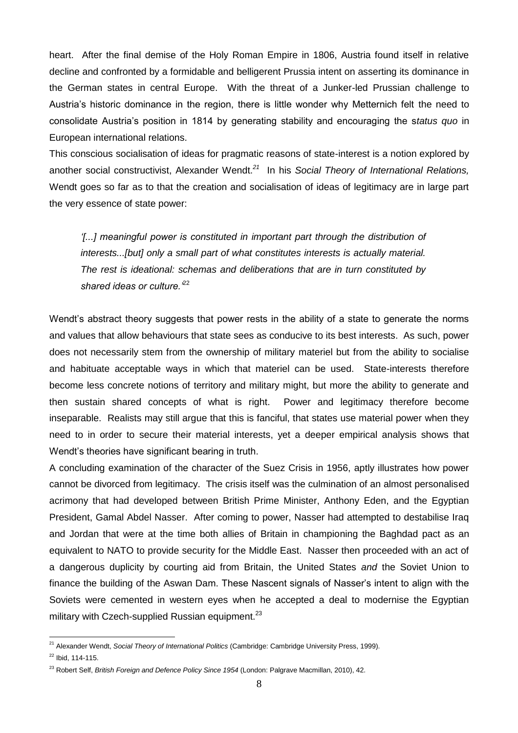heart. After the final demise of the Holy Roman Empire in 1806, Austria found itself in relative decline and confronted by a formidable and belligerent Prussia intent on asserting its dominance in the German states in central Europe. With the threat of a Junker-led Prussian challenge to Austria's historic dominance in the region, there is little wonder why Metternich felt the need to consolidate Austria's position in 1814 by generating stability and encouraging the s*tatus quo* in European international relations.

This conscious socialisation of ideas for pragmatic reasons of state-interest is a notion explored by another social constructivist, Alexander Wendt.[21] In his *Social Theory of International Relations,* Wendt goes so far as to that the creation and socialisation of ideas of legitimacy are in large part the very essence of state power:

> *'[...] meaningful power is constituted in important part through the distribution of interests...[but] only a small part of what constitutes interests is actually material. The rest is ideational: schemas and deliberations that are in turn constituted by shared ideas or culture.'*[22]

Wendt's abstract theory suggests that power rests in the ability of a state to generate the norms and values that allow behaviours that state sees as conducive to its best interests. As such, power does not necessarily stem from the ownership of military materiel but from the ability to socialise and habituate acceptable ways in which that materiel can be used. State-interests therefore become less concrete notions of territory and military might, but more the ability to generate and then sustain shared concepts of what is right. Power and legitimacy therefore become inseparable. Realists may still argue that this is fanciful, that states use material power when they need to in order to secure their material interests, yet a deeper empirical analysis shows that Wendt's theories have significant bearing in truth.

A concluding examination of the character of the Suez Crisis in 1956, aptly illustrates how power cannot be divorced from legitimacy. The crisis itself was the culmination of an almost personalised acrimony that had developed between British Prime Minister, Anthony Eden, and the Egyptian President, Gamal Abdel Nasser. After coming to power, Nasser had attempted to destabilise Iraq and Jordan that were at the time both allies of Britain in championing the Baghdad pact as an equivalent to NATO to provide security for the Middle East. Nasser then proceeded with an act of a dangerous duplicity by courting aid from Britain, the United States *and* the Soviet Union to finance the building of the Aswan Dam. These Nascent signals of Nasser's intent to align with the Soviets were cemented in western eyes when he accepted a deal to modernise the Egyptian military with Czech-supplied Russian equipment.[23]

---

[21] Alexander Wendt, *Social Theory of International Politics* (Cambridge: Cambridge University Press, 1999).

[22] Ibid, 114-115.

[23] Robert Self, *British Foreign and Defence Policy Since 1954* (London: Palgrave Macmillan, 2010), 42.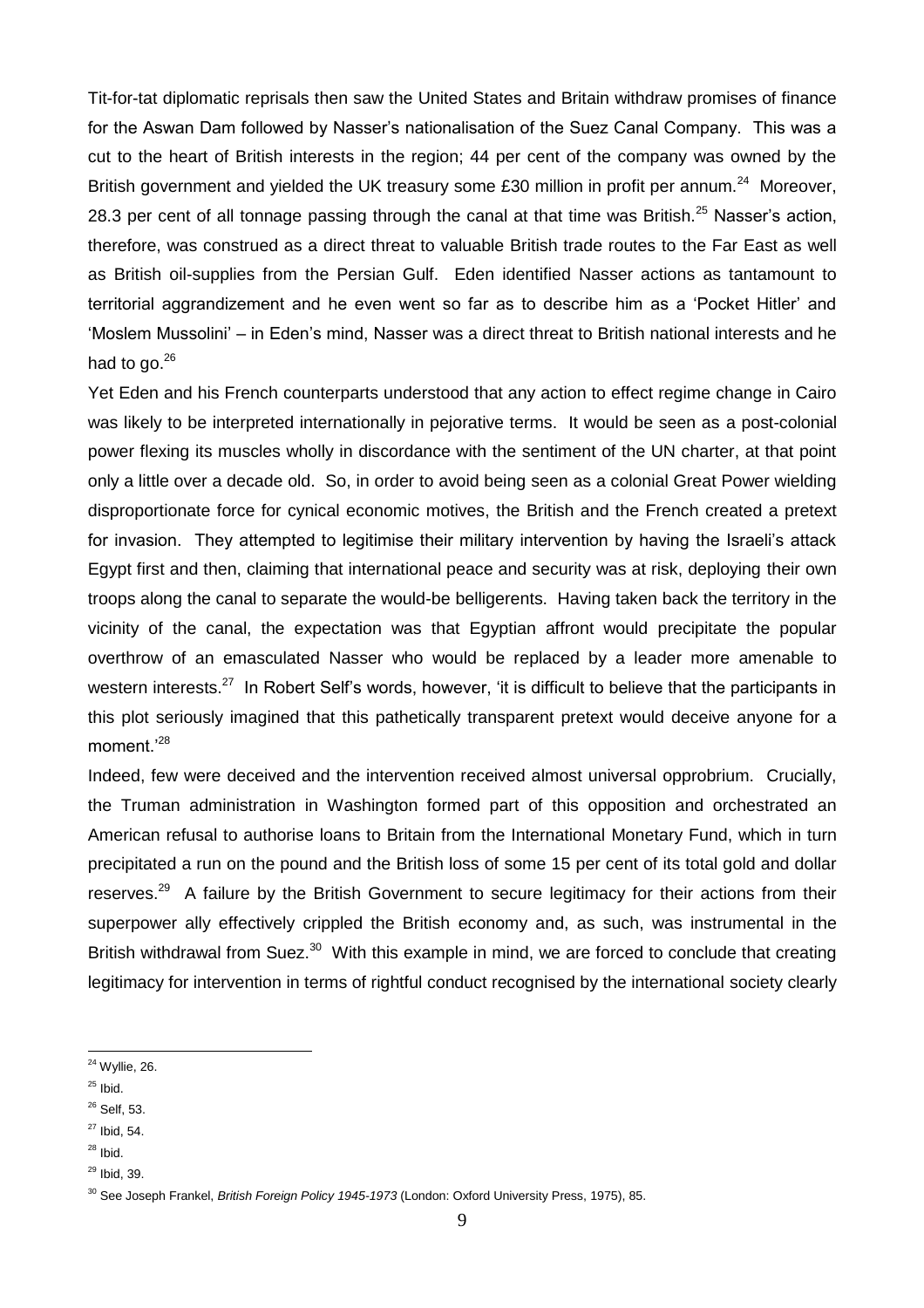Tit-for-tat diplomatic reprisals then saw the United States and Britain withdraw promises of finance for the Aswan Dam followed by Nasser's nationalisation of the Suez Canal Company. This was a cut to the heart of British interests in the region; 44 per cent of the company was owned by the British government and yielded the UK treasury some £30 million in profit per annum.[24] Moreover, 28.3 per cent of all tonnage passing through the canal at that time was British.[25] Nasser's action, therefore, was construed as a direct threat to valuable British trade routes to the Far East as well as British oil-supplies from the Persian Gulf. Eden identified Nasser actions as tantamount to territorial aggrandizement and he even went so far as to describe him as a 'Pocket Hitler' and 'Moslem Mussolini' – in Eden's mind, Nasser was a direct threat to British national interests and he had to go.[26]

Yet Eden and his French counterparts understood that any action to effect regime change in Cairo was likely to be interpreted internationally in pejorative terms. It would be seen as a post-colonial power flexing its muscles wholly in discordance with the sentiment of the UN charter, at that point only a little over a decade old. So, in order to avoid being seen as a colonial Great Power wielding disproportionate force for cynical economic motives, the British and the French created a pretext for invasion. They attempted to legitimise their military intervention by having the Israeli's attack Egypt first and then, claiming that international peace and security was at risk, deploying their own troops along the canal to separate the would-be belligerents. Having taken back the territory in the vicinity of the canal, the expectation was that Egyptian affront would precipitate the popular overthrow of an emasculated Nasser who would be replaced by a leader more amenable to western interests.[27] In Robert Self's words, however, 'it is difficult to believe that the participants in this plot seriously imagined that this pathetically transparent pretext would deceive anyone for a moment.'[28]

Indeed, few were deceived and the intervention received almost universal opprobrium. Crucially, the Truman administration in Washington formed part of this opposition and orchestrated an American refusal to authorise loans to Britain from the International Monetary Fund, which in turn precipitated a run on the pound and the British loss of some 15 per cent of its total gold and dollar reserves.[29] A failure by the British Government to secure legitimacy for their actions from their superpower ally effectively crippled the British economy and, as such, was instrumental in the British withdrawal from Suez.[30] With this example in mind, we are forced to conclude that creating legitimacy for intervention in terms of rightful conduct recognised by the international society clearly

[24] Wyllie, 26.

[25] Ibid.

[26] Self, 53.

[27] Ibid, 54.

[28] Ibid.

[29] Ibid, 39.

[30] See Joseph Frankel, *British Foreign Policy 1945-1973* (London: Oxford University Press, 1975), 85.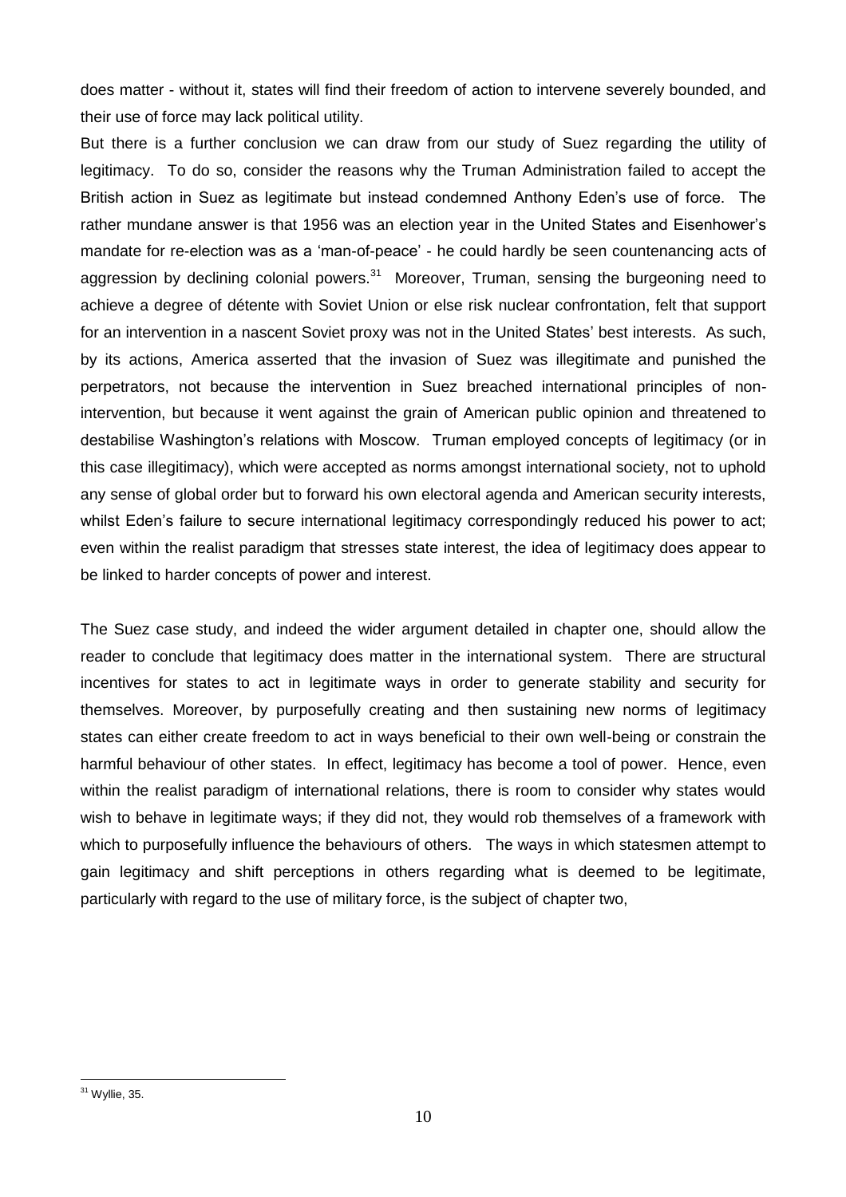does matter - without it, states will find their freedom of action to intervene severely bounded, and their use of force may lack political utility.

But there is a further conclusion we can draw from our study of Suez regarding the utility of legitimacy. To do so, consider the reasons why the Truman Administration failed to accept the British action in Suez as legitimate but instead condemned Anthony Eden's use of force. The rather mundane answer is that 1956 was an election year in the United States and Eisenhower's mandate for re-election was as a 'man-of-peace' - he could hardly be seen countenancing acts of aggression by declining colonial powers.[31] Moreover, Truman, sensing the burgeoning need to achieve a degree of détente with Soviet Union or else risk nuclear confrontation, felt that support for an intervention in a nascent Soviet proxy was not in the United States' best interests. As such, by its actions, America asserted that the invasion of Suez was illegitimate and punished the perpetrators, not because the intervention in Suez breached international principles of non-intervention, but because it went against the grain of American public opinion and threatened to destabilise Washington's relations with Moscow. Truman employed concepts of legitimacy (or in this case illegitimacy), which were accepted as norms amongst international society, not to uphold any sense of global order but to forward his own electoral agenda and American security interests, whilst Eden's failure to secure international legitimacy correspondingly reduced his power to act; even within the realist paradigm that stresses state interest, the idea of legitimacy does appear to be linked to harder concepts of power and interest.

The Suez case study, and indeed the wider argument detailed in chapter one, should allow the reader to conclude that legitimacy does matter in the international system. There are structural incentives for states to act in legitimate ways in order to generate stability and security for themselves. Moreover, by purposefully creating and then sustaining new norms of legitimacy states can either create freedom to act in ways beneficial to their own well-being or constrain the harmful behaviour of other states. In effect, legitimacy has become a tool of power. Hence, even within the realist paradigm of international relations, there is room to consider why states would wish to behave in legitimate ways; if they did not, they would rob themselves of a framework with which to purposefully influence the behaviours of others. The ways in which statesmen attempt to gain legitimacy and shift perceptions in others regarding what is deemed to be legitimate, particularly with regard to the use of military force, is the subject of chapter two,

[31] Wyllie, 35.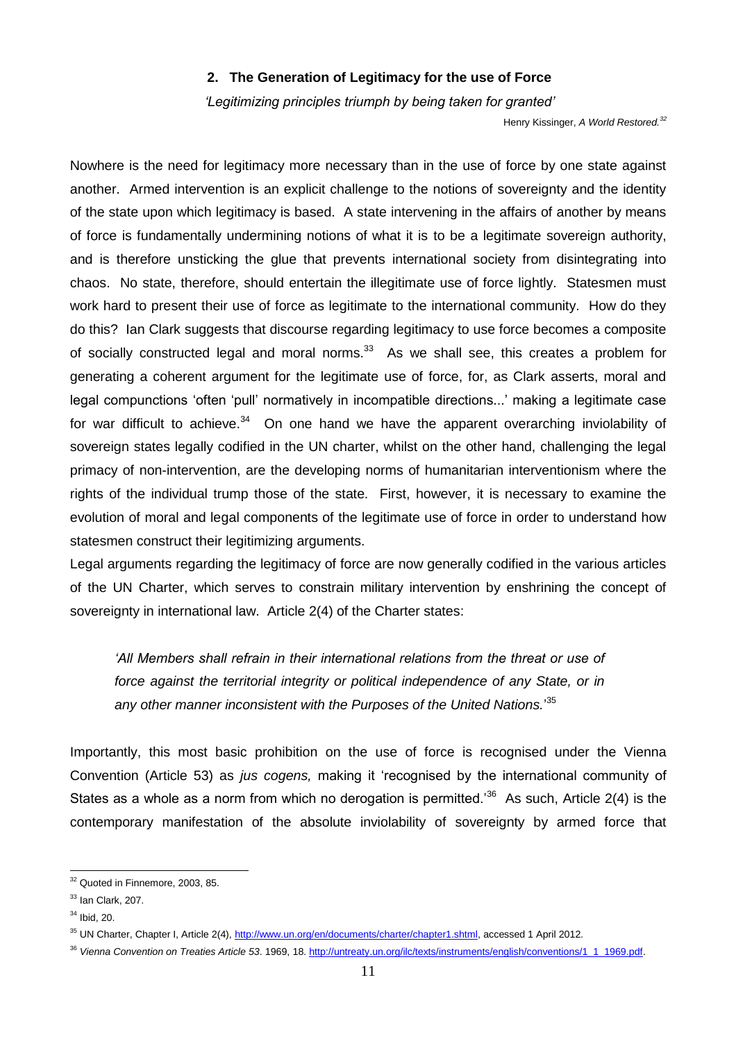## 2. The Generation of Legitimacy for the use of Force

*'Legitimizing principles triumph by being taken for granted'*

Henry Kissinger, *A World Restored.*[32]

Nowhere is the need for legitimacy more necessary than in the use of force by one state against another. Armed intervention is an explicit challenge to the notions of sovereignty and the identity of the state upon which legitimacy is based. A state intervening in the affairs of another by means of force is fundamentally undermining notions of what it is to be a legitimate sovereign authority, and is therefore unsticking the glue that prevents international society from disintegrating into chaos. No state, therefore, should entertain the illegitimate use of force lightly. Statesmen must work hard to present their use of force as legitimate to the international community. How do they do this? Ian Clark suggests that discourse regarding legitimacy to use force becomes a composite of socially constructed legal and moral norms.[33] As we shall see, this creates a problem for generating a coherent argument for the legitimate use of force, for, as Clark asserts, moral and legal compunctions 'often 'pull' normatively in incompatible directions...' making a legitimate case for war difficult to achieve.[34] On one hand we have the apparent overarching inviolability of sovereign states legally codified in the UN charter, whilst on the other hand, challenging the legal primacy of non-intervention, are the developing norms of humanitarian interventionism where the rights of the individual trump those of the state. First, however, it is necessary to examine the evolution of moral and legal components of the legitimate use of force in order to understand how statesmen construct their legitimizing arguments.

Legal arguments regarding the legitimacy of force are now generally codified in the various articles of the UN Charter, which serves to constrain military intervention by enshrining the concept of sovereignty in international law. Article 2(4) of the Charter states:

> *'All Members shall refrain in their international relations from the threat or use of force against the territorial integrity or political independence of any State, or in any other manner inconsistent with the Purposes of the United Nations.'*[35]

Importantly, this most basic prohibition on the use of force is recognised under the Vienna Convention (Article 53) as *jus cogens,* making it 'recognised by the international community of States as a whole as a norm from which no derogation is permitted.'[36] As such, Article 2(4) is the contemporary manifestation of the absolute inviolability of sovereignty by armed force that

---

[32] Quoted in Finnemore, 2003, 85.

[33] Ian Clark, 207.

[34] Ibid, 20.

[35] UN Charter, Chapter I, Article 2(4), http://www.un.org/en/documents/charter/chapter1.shtml, accessed 1 April 2012.

[36] *Vienna Convention on Treaties Article 53*. 1969, 18. http://untreaty.un.org/ilc/texts/instruments/english/conventions/1_1_1969.pdf.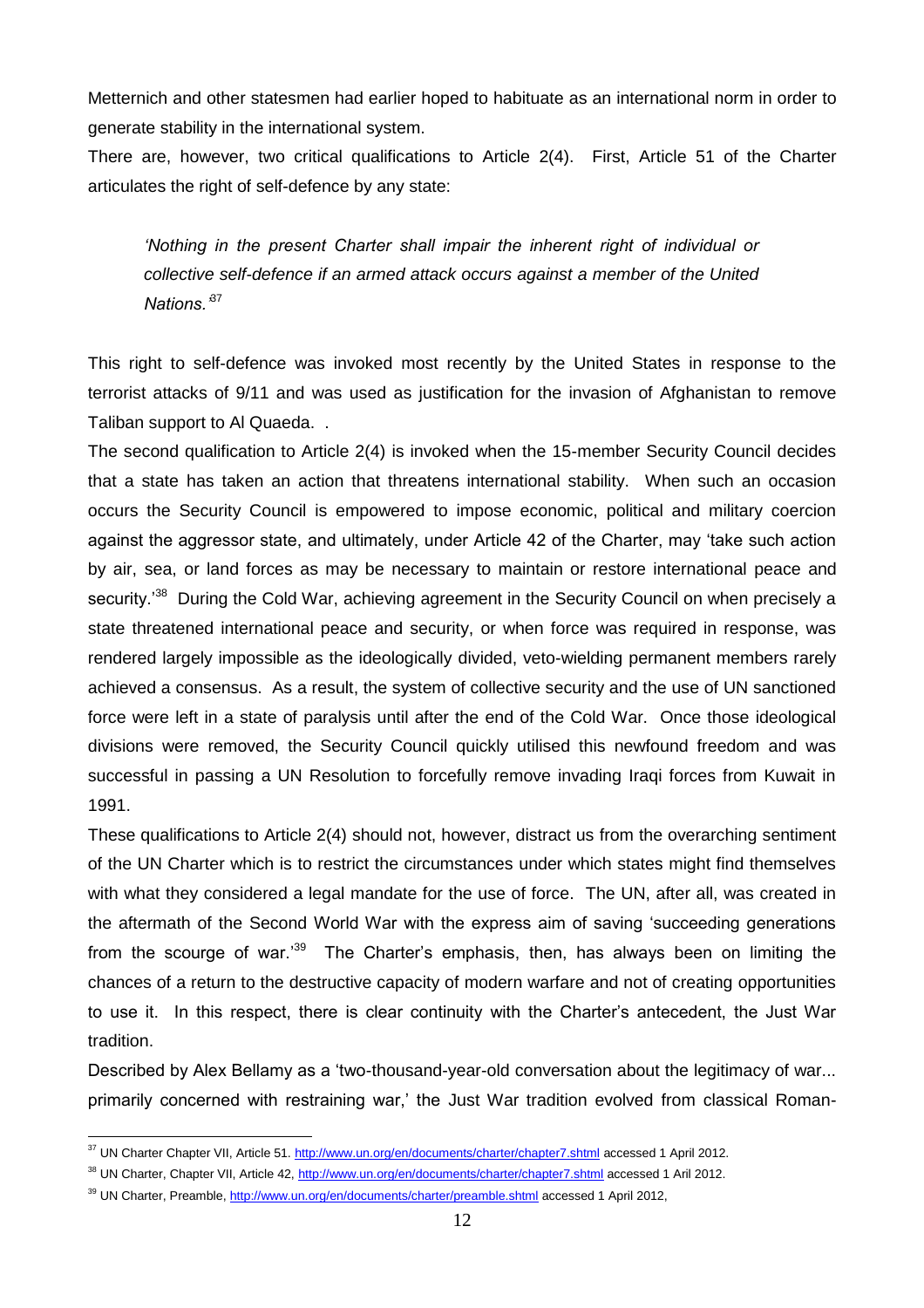Metternich and other statesmen had earlier hoped to habituate as an international norm in order to generate stability in the international system.

There are, however, two critical qualifications to Article 2(4). First, Article 51 of the Charter articulates the right of self-defence by any state:

> *'Nothing in the present Charter shall impair the inherent right of individual or collective self-defence if an armed attack occurs against a member of the United Nations.'*[37]

This right to self-defence was invoked most recently by the United States in response to the terrorist attacks of 9/11 and was used as justification for the invasion of Afghanistan to remove Taliban support to Al Quaeda. .

The second qualification to Article 2(4) is invoked when the 15-member Security Council decides that a state has taken an action that threatens international stability. When such an occasion occurs the Security Council is empowered to impose economic, political and military coercion against the aggressor state, and ultimately, under Article 42 of the Charter, may 'take such action by air, sea, or land forces as may be necessary to maintain or restore international peace and security.'[38] During the Cold War, achieving agreement in the Security Council on when precisely a state threatened international peace and security, or when force was required in response, was rendered largely impossible as the ideologically divided, veto-wielding permanent members rarely achieved a consensus. As a result, the system of collective security and the use of UN sanctioned force were left in a state of paralysis until after the end of the Cold War. Once those ideological divisions were removed, the Security Council quickly utilised this newfound freedom and was successful in passing a UN Resolution to forcefully remove invading Iraqi forces from Kuwait in 1991.

These qualifications to Article 2(4) should not, however, distract us from the overarching sentiment of the UN Charter which is to restrict the circumstances under which states might find themselves with what they considered a legal mandate for the use of force. The UN, after all, was created in the aftermath of the Second World War with the express aim of saving 'succeeding generations from the scourge of war.'[39] The Charter's emphasis, then, has always been on limiting the chances of a return to the destructive capacity of modern warfare and not of creating opportunities to use it. In this respect, there is clear continuity with the Charter's antecedent, the Just War tradition.

Described by Alex Bellamy as a 'two-thousand-year-old conversation about the legitimacy of war... primarily concerned with restraining war,' the Just War tradition evolved from classical Roman-

---

[37] UN Charter Chapter VII, Article 51. http://www.un.org/en/documents/charter/chapter7.shtml accessed 1 April 2012.

[38] UN Charter, Chapter VII, Article 42, http://www.un.org/en/documents/charter/chapter7.shtml accessed 1 Aril 2012.

[39] UN Charter, Preamble, http://www.un.org/en/documents/charter/preamble.shtml accessed 1 April 2012,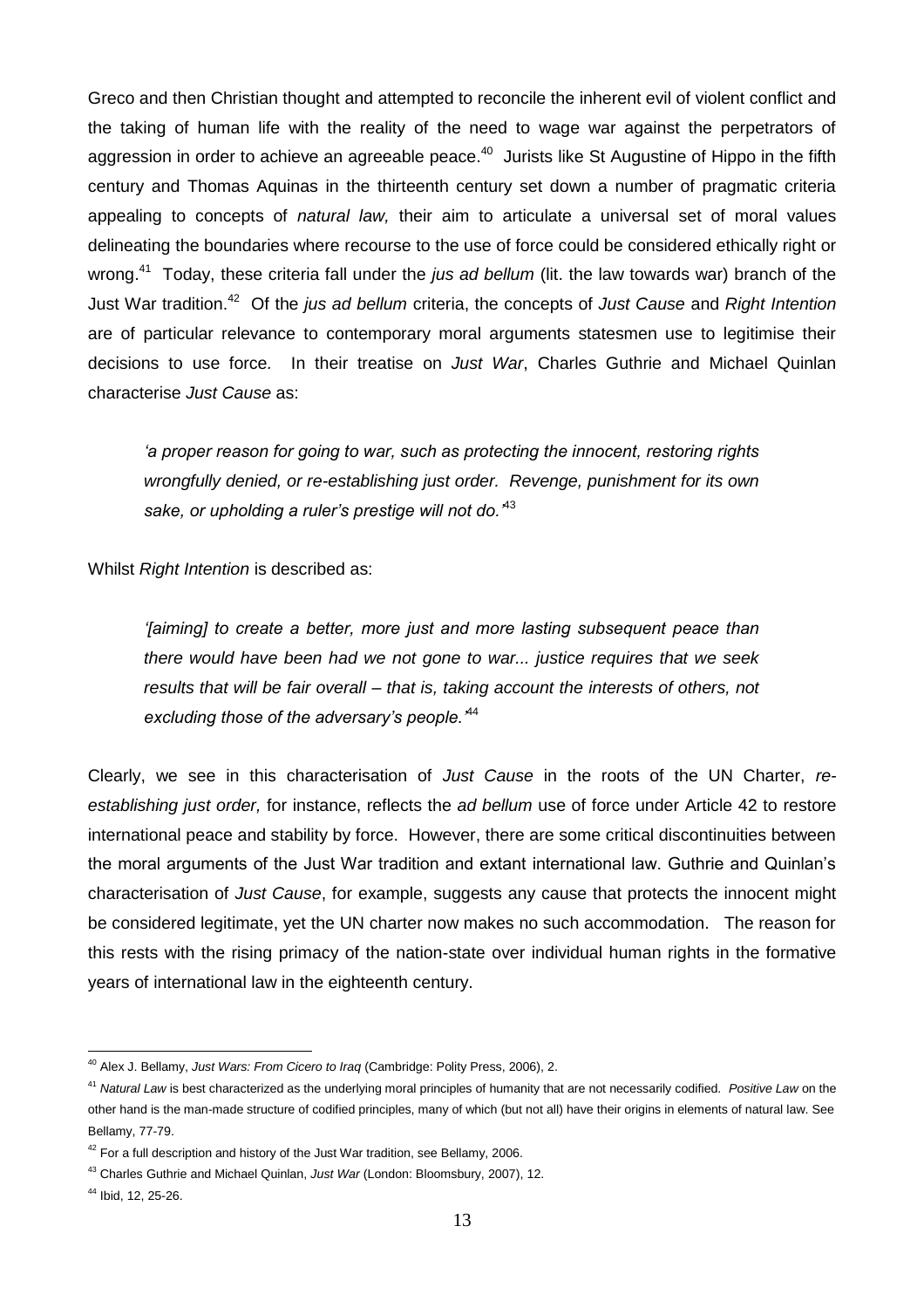Greco and then Christian thought and attempted to reconcile the inherent evil of violent conflict and the taking of human life with the reality of the need to wage war against the perpetrators of aggression in order to achieve an agreeable peace.[40] Jurists like St Augustine of Hippo in the fifth century and Thomas Aquinas in the thirteenth century set down a number of pragmatic criteria appealing to concepts of *natural law,* their aim to articulate a universal set of moral values delineating the boundaries where recourse to the use of force could be considered ethically right or wrong.[41] Today, these criteria fall under the *jus ad bellum* (lit. the law towards war) branch of the Just War tradition.[42] Of the *jus ad bellum* criteria, the concepts of *Just Cause* and *Right Intention* are of particular relevance to contemporary moral arguments statesmen use to legitimise their decisions to use force. In their treatise on *Just War*, Charles Guthrie and Michael Quinlan characterise *Just Cause* as:

> *'a proper reason for going to war, such as protecting the innocent, restoring rights wrongfully denied, or re-establishing just order. Revenge, punishment for its own sake, or upholding a ruler's prestige will not do.'*[43]

Whilst *Right Intention* is described as:

> *'[aiming] to create a better, more just and more lasting subsequent peace than there would have been had we not gone to war... justice requires that we seek results that will be fair overall – that is, taking account the interests of others, not excluding those of the adversary's people.'*[44]

Clearly, we see in this characterisation of *Just Cause* in the roots of the UN Charter, *re-establishing just order,* for instance, reflects the *ad bellum* use of force under Article 42 to restore international peace and stability by force. However, there are some critical discontinuities between the moral arguments of the Just War tradition and extant international law. Guthrie and Quinlan's characterisation of *Just Cause*, for example, suggests any cause that protects the innocent might be considered legitimate, yet the UN charter now makes no such accommodation. The reason for this rests with the rising primacy of the nation-state over individual human rights in the formative years of international law in the eighteenth century.

---

[40] Alex J. Bellamy, *Just Wars: From Cicero to Iraq* (Cambridge: Polity Press, 2006), 2.

[41] *Natural Law* is best characterized as the underlying moral principles of humanity that are not necessarily codified. *Positive Law* on the other hand is the man-made structure of codified principles, many of which (but not all) have their origins in elements of natural law. See Bellamy, 77-79.

[42] For a full description and history of the Just War tradition, see Bellamy, 2006.

[43] Charles Guthrie and Michael Quinlan, *Just War* (London: Bloomsbury, 2007), 12.

[44] Ibid, 12, 25-26.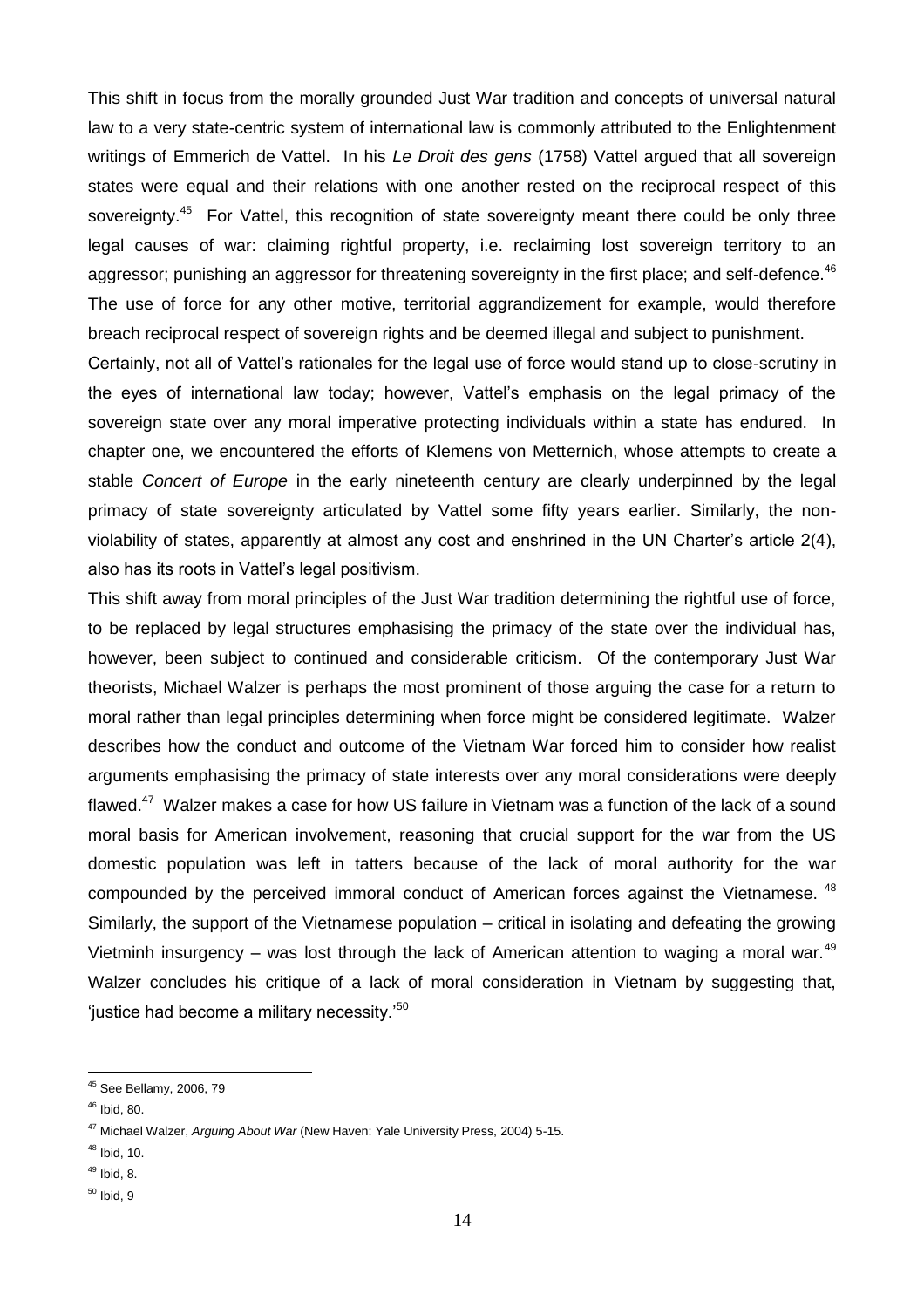This shift in focus from the morally grounded Just War tradition and concepts of universal natural law to a very state-centric system of international law is commonly attributed to the Enlightenment writings of Emmerich de Vattel. In his *Le Droit des gens* (1758) Vattel argued that all sovereign states were equal and their relations with one another rested on the reciprocal respect of this sovereignty.[45] For Vattel, this recognition of state sovereignty meant there could be only three legal causes of war: claiming rightful property, i.e. reclaiming lost sovereign territory to an aggressor; punishing an aggressor for threatening sovereignty in the first place; and self-defence.[46] The use of force for any other motive, territorial aggrandizement for example, would therefore breach reciprocal respect of sovereign rights and be deemed illegal and subject to punishment.

Certainly, not all of Vattel's rationales for the legal use of force would stand up to close-scrutiny in the eyes of international law today; however, Vattel's emphasis on the legal primacy of the sovereign state over any moral imperative protecting individuals within a state has endured. In chapter one, we encountered the efforts of Klemens von Metternich, whose attempts to create a stable *Concert of Europe* in the early nineteenth century are clearly underpinned by the legal primacy of state sovereignty articulated by Vattel some fifty years earlier. Similarly, the non-violability of states, apparently at almost any cost and enshrined in the UN Charter's article 2(4), also has its roots in Vattel's legal positivism.

This shift away from moral principles of the Just War tradition determining the rightful use of force, to be replaced by legal structures emphasising the primacy of the state over the individual has, however, been subject to continued and considerable criticism. Of the contemporary Just War theorists, Michael Walzer is perhaps the most prominent of those arguing the case for a return to moral rather than legal principles determining when force might be considered legitimate. Walzer describes how the conduct and outcome of the Vietnam War forced him to consider how realist arguments emphasising the primacy of state interests over any moral considerations were deeply flawed.[47] Walzer makes a case for how US failure in Vietnam was a function of the lack of a sound moral basis for American involvement, reasoning that crucial support for the war from the US domestic population was left in tatters because of the lack of moral authority for the war compounded by the perceived immoral conduct of American forces against the Vietnamese.[48] Similarly, the support of the Vietnamese population – critical in isolating and defeating the growing Vietminh insurgency – was lost through the lack of American attention to waging a moral war.[49] Walzer concludes his critique of a lack of moral consideration in Vietnam by suggesting that, 'justice had become a military necessity.'[50]

---

[45] See Bellamy, 2006, 79

[46] Ibid, 80.

[47] Michael Walzer, *Arguing About War* (New Haven: Yale University Press, 2004) 5-15.

[48] Ibid, 10.

[49] Ibid, 8.

[50] Ibid, 9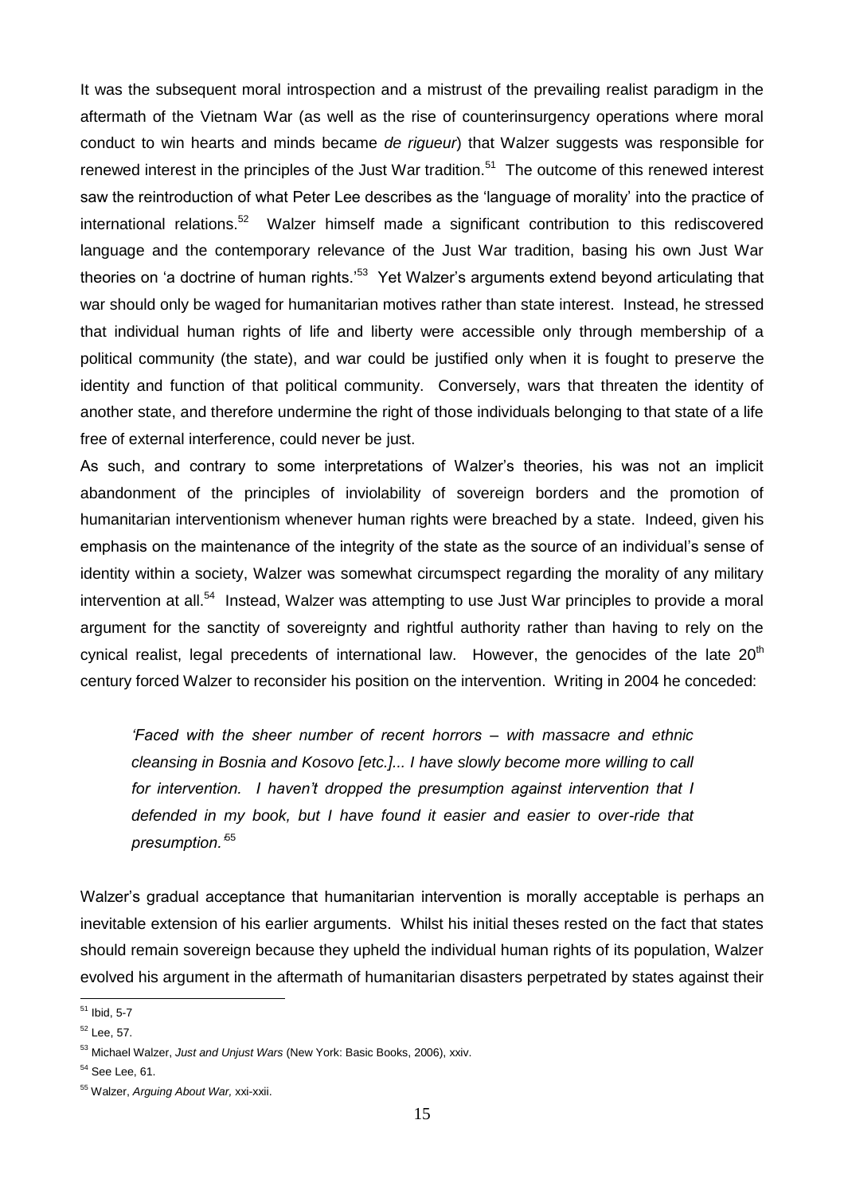It was the subsequent moral introspection and a mistrust of the prevailing realist paradigm in the aftermath of the Vietnam War (as well as the rise of counterinsurgency operations where moral conduct to win hearts and minds became *de rigueur*) that Walzer suggests was responsible for renewed interest in the principles of the Just War tradition.[51] The outcome of this renewed interest saw the reintroduction of what Peter Lee describes as the 'language of morality' into the practice of international relations.[52] Walzer himself made a significant contribution to this rediscovered language and the contemporary relevance of the Just War tradition, basing his own Just War theories on 'a doctrine of human rights.'[53] Yet Walzer's arguments extend beyond articulating that war should only be waged for humanitarian motives rather than state interest. Instead, he stressed that individual human rights of life and liberty were accessible only through membership of a political community (the state), and war could be justified only when it is fought to preserve the identity and function of that political community. Conversely, wars that threaten the identity of another state, and therefore undermine the right of those individuals belonging to that state of a life free of external interference, could never be just.

As such, and contrary to some interpretations of Walzer's theories, his was not an implicit abandonment of the principles of inviolability of sovereign borders and the promotion of humanitarian interventionism whenever human rights were breached by a state. Indeed, given his emphasis on the maintenance of the integrity of the state as the source of an individual's sense of identity within a society, Walzer was somewhat circumspect regarding the morality of any military intervention at all.[54] Instead, Walzer was attempting to use Just War principles to provide a moral argument for the sanctity of sovereignty and rightful authority rather than having to rely on the cynical realist, legal precedents of international law. However, the genocides of the late 20th century forced Walzer to reconsider his position on the intervention. Writing in 2004 he conceded:

> *'Faced with the sheer number of recent horrors – with massacre and ethnic cleansing in Bosnia and Kosovo [etc.]... I have slowly become more willing to call for intervention. I haven't dropped the presumption against intervention that I defended in my book, but I have found it easier and easier to over-ride that presumption.'*[55]

Walzer's gradual acceptance that humanitarian intervention is morally acceptable is perhaps an inevitable extension of his earlier arguments. Whilst his initial theses rested on the fact that states should remain sovereign because they upheld the individual human rights of its population, Walzer evolved his argument in the aftermath of humanitarian disasters perpetrated by states against their

---

[51] Ibid, 5-7

[52] Lee, 57.

[53] Michael Walzer, *Just and Unjust Wars* (New York: Basic Books, 2006), xxiv.

[54] See Lee, 61.

[55] Walzer, *Arguing About War,* xxi-xxii.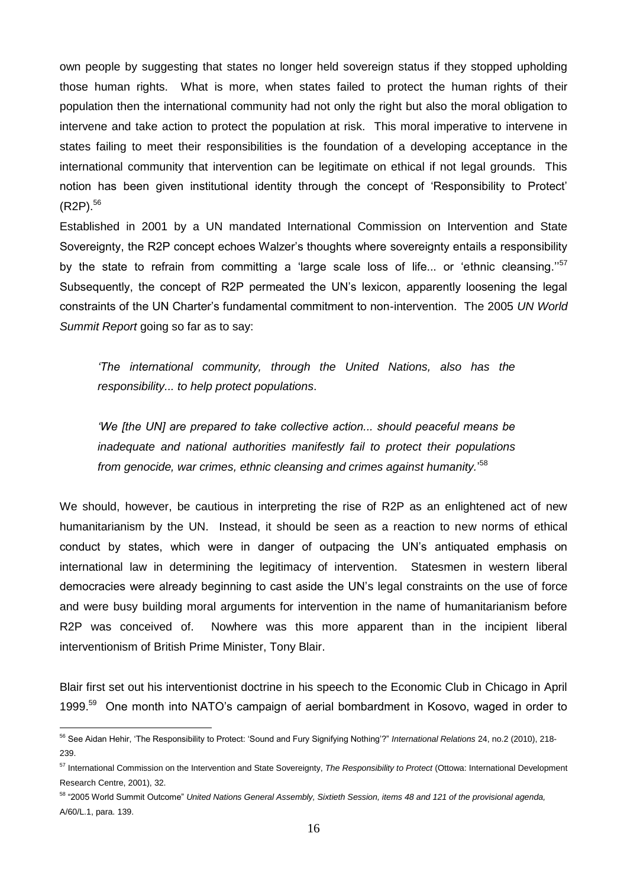own people by suggesting that states no longer held sovereign status if they stopped upholding those human rights. What is more, when states failed to protect the human rights of their population then the international community had not only the right but also the moral obligation to intervene and take action to protect the population at risk. This moral imperative to intervene in states failing to meet their responsibilities is the foundation of a developing acceptance in the international community that intervention can be legitimate on ethical if not legal grounds. This notion has been given institutional identity through the concept of 'Responsibility to Protect' (R2P).[56]

Established in 2001 by a UN mandated International Commission on Intervention and State Sovereignty, the R2P concept echoes Walzer's thoughts where sovereignty entails a responsibility by the state to refrain from committing a 'large scale loss of life... or 'ethnic cleansing.''[57] Subsequently, the concept of R2P permeated the UN's lexicon, apparently loosening the legal constraints of the UN Charter's fundamental commitment to non-intervention. The 2005 *UN World Summit Report* going so far as to say:

> *'The international community, through the United Nations, also has the responsibility... to help protect populations.*
>
> *'We [the UN] are prepared to take collective action... should peaceful means be inadequate and national authorities manifestly fail to protect their populations from genocide, war crimes, ethnic cleansing and crimes against humanity.*'[58]

We should, however, be cautious in interpreting the rise of R2P as an enlightened act of new humanitarianism by the UN. Instead, it should be seen as a reaction to new norms of ethical conduct by states, which were in danger of outpacing the UN's antiquated emphasis on international law in determining the legitimacy of intervention. Statesmen in western liberal democracies were already beginning to cast aside the UN's legal constraints on the use of force and were busy building moral arguments for intervention in the name of humanitarianism before R2P was conceived of. Nowhere was this more apparent than in the incipient liberal interventionism of British Prime Minister, Tony Blair.

Blair first set out his interventionist doctrine in his speech to the Economic Club in Chicago in April 1999.[59] One month into NATO's campaign of aerial bombardment in Kosovo, waged in order to

---

[56] See Aidan Hehir, 'The Responsibility to Protect: 'Sound and Fury Signifying Nothing'?" *International Relations* 24, no.2 (2010), 218-239.

[57] International Commission on the Intervention and State Sovereignty, *The Responsibility to Protect* (Ottowa: International Development Research Centre, 2001), 32.

[58] "2005 World Summit Outcome" *United Nations General Assembly, Sixtieth Session, items 48 and 121 of the provisional agenda,* A/60/L.1, para. 139.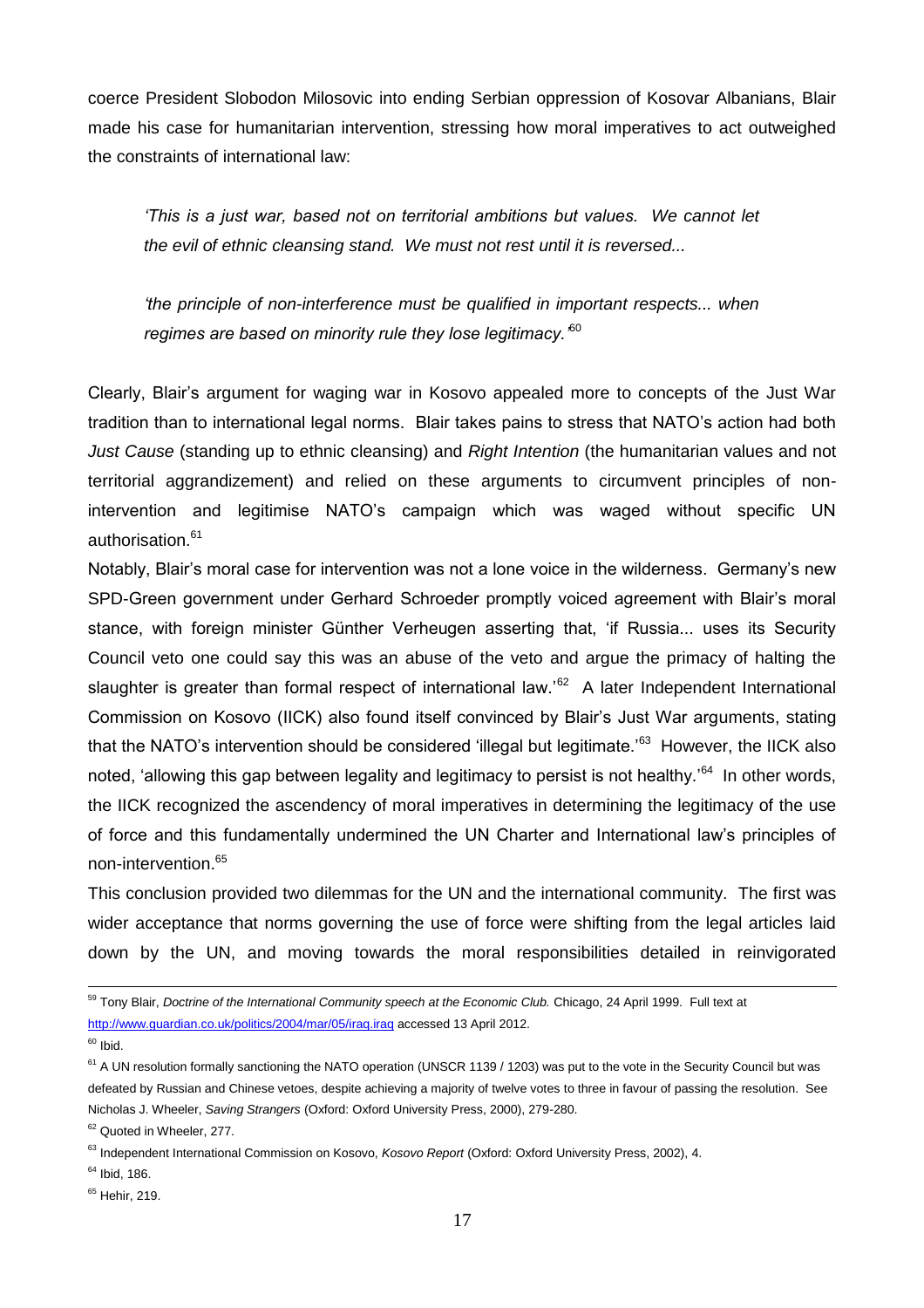coerce President Slobodon Milosovic into ending Serbian oppression of Kosovar Albanians, Blair made his case for humanitarian intervention, stressing how moral imperatives to act outweighed the constraints of international law:

> *'This is a just war, based not on territorial ambitions but values. We cannot let the evil of ethnic cleansing stand. We must not rest until it is reversed...*
>
> *'the principle of non-interference must be qualified in important respects... when regimes are based on minority rule they lose legitimacy.'*[60]

Clearly, Blair's argument for waging war in Kosovo appealed more to concepts of the Just War tradition than to international legal norms. Blair takes pains to stress that NATO's action had both *Just Cause* (standing up to ethnic cleansing) and *Right Intention* (the humanitarian values and not territorial aggrandizement) and relied on these arguments to circumvent principles of non-intervention and legitimise NATO's campaign which was waged without specific UN authorisation.[61]

Notably, Blair's moral case for intervention was not a lone voice in the wilderness. Germany's new SPD-Green government under Gerhard Schroeder promptly voiced agreement with Blair's moral stance, with foreign minister Günther Verheugen asserting that, 'if Russia... uses its Security Council veto one could say this was an abuse of the veto and argue the primacy of halting the slaughter is greater than formal respect of international law.'[62] A later Independent International Commission on Kosovo (IICK) also found itself convinced by Blair's Just War arguments, stating that the NATO's intervention should be considered 'illegal but legitimate.'[63] However, the IICK also noted, 'allowing this gap between legality and legitimacy to persist is not healthy.'[64] In other words, the IICK recognized the ascendency of moral imperatives in determining the legitimacy of the use of force and this fundamentally undermined the UN Charter and International law's principles of non-intervention.[65]

This conclusion provided two dilemmas for the UN and the international community. The first was wider acceptance that norms governing the use of force were shifting from the legal articles laid down by the UN, and moving towards the moral responsibilities detailed in reinvigorated

---

[59] Tony Blair, *Doctrine of the International Community speech at the Economic Club.* Chicago, 24 April 1999. Full text at http://www.guardian.co.uk/politics/2004/mar/05/iraq.iraq accessed 13 April 2012.

[60] Ibid.

[61] A UN resolution formally sanctioning the NATO operation (UNSCR 1139 / 1203) was put to the vote in the Security Council but was defeated by Russian and Chinese vetoes, despite achieving a majority of twelve votes to three in favour of passing the resolution. See Nicholas J. Wheeler, *Saving Strangers* (Oxford: Oxford University Press, 2000), 279-280.

[62] Quoted in Wheeler, 277.

[63] Independent International Commission on Kosovo, *Kosovo Report* (Oxford: Oxford University Press, 2002), 4.

[64] Ibid, 186.

[65] Hehir, 219.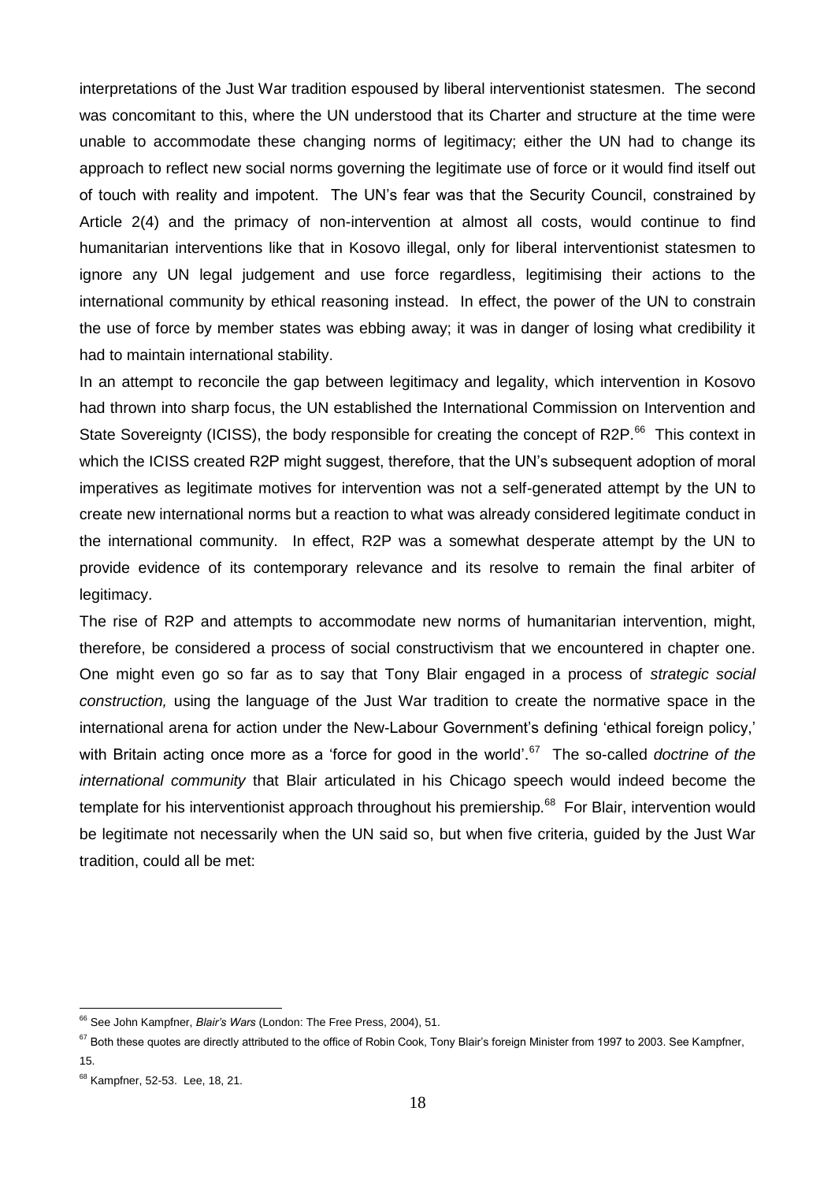interpretations of the Just War tradition espoused by liberal interventionist statesmen. The second was concomitant to this, where the UN understood that its Charter and structure at the time were unable to accommodate these changing norms of legitimacy; either the UN had to change its approach to reflect new social norms governing the legitimate use of force or it would find itself out of touch with reality and impotent. The UN's fear was that the Security Council, constrained by Article 2(4) and the primacy of non-intervention at almost all costs, would continue to find humanitarian interventions like that in Kosovo illegal, only for liberal interventionist statesmen to ignore any UN legal judgement and use force regardless, legitimising their actions to the international community by ethical reasoning instead. In effect, the power of the UN to constrain the use of force by member states was ebbing away; it was in danger of losing what credibility it had to maintain international stability.

In an attempt to reconcile the gap between legitimacy and legality, which intervention in Kosovo had thrown into sharp focus, the UN established the International Commission on Intervention and State Sovereignty (ICISS), the body responsible for creating the concept of R2P.[66] This context in which the ICISS created R2P might suggest, therefore, that the UN's subsequent adoption of moral imperatives as legitimate motives for intervention was not a self-generated attempt by the UN to create new international norms but a reaction to what was already considered legitimate conduct in the international community. In effect, R2P was a somewhat desperate attempt by the UN to provide evidence of its contemporary relevance and its resolve to remain the final arbiter of legitimacy.

The rise of R2P and attempts to accommodate new norms of humanitarian intervention, might, therefore, be considered a process of social constructivism that we encountered in chapter one. One might even go so far as to say that Tony Blair engaged in a process of *strategic social construction,* using the language of the Just War tradition to create the normative space in the international arena for action under the New-Labour Government's defining 'ethical foreign policy,' with Britain acting once more as a 'force for good in the world'.[67] The so-called *doctrine of the international community* that Blair articulated in his Chicago speech would indeed become the template for his interventionist approach throughout his premiership.[68] For Blair, intervention would be legitimate not necessarily when the UN said so, but when five criteria, guided by the Just War tradition, could all be met:

---

[66] See John Kampfner, *Blair's Wars* (London: The Free Press, 2004), 51.

[67] Both these quotes are directly attributed to the office of Robin Cook, Tony Blair's foreign Minister from 1997 to 2003. See Kampfner, 15.

[68] Kampfner, 52-53. Lee, 18, 21.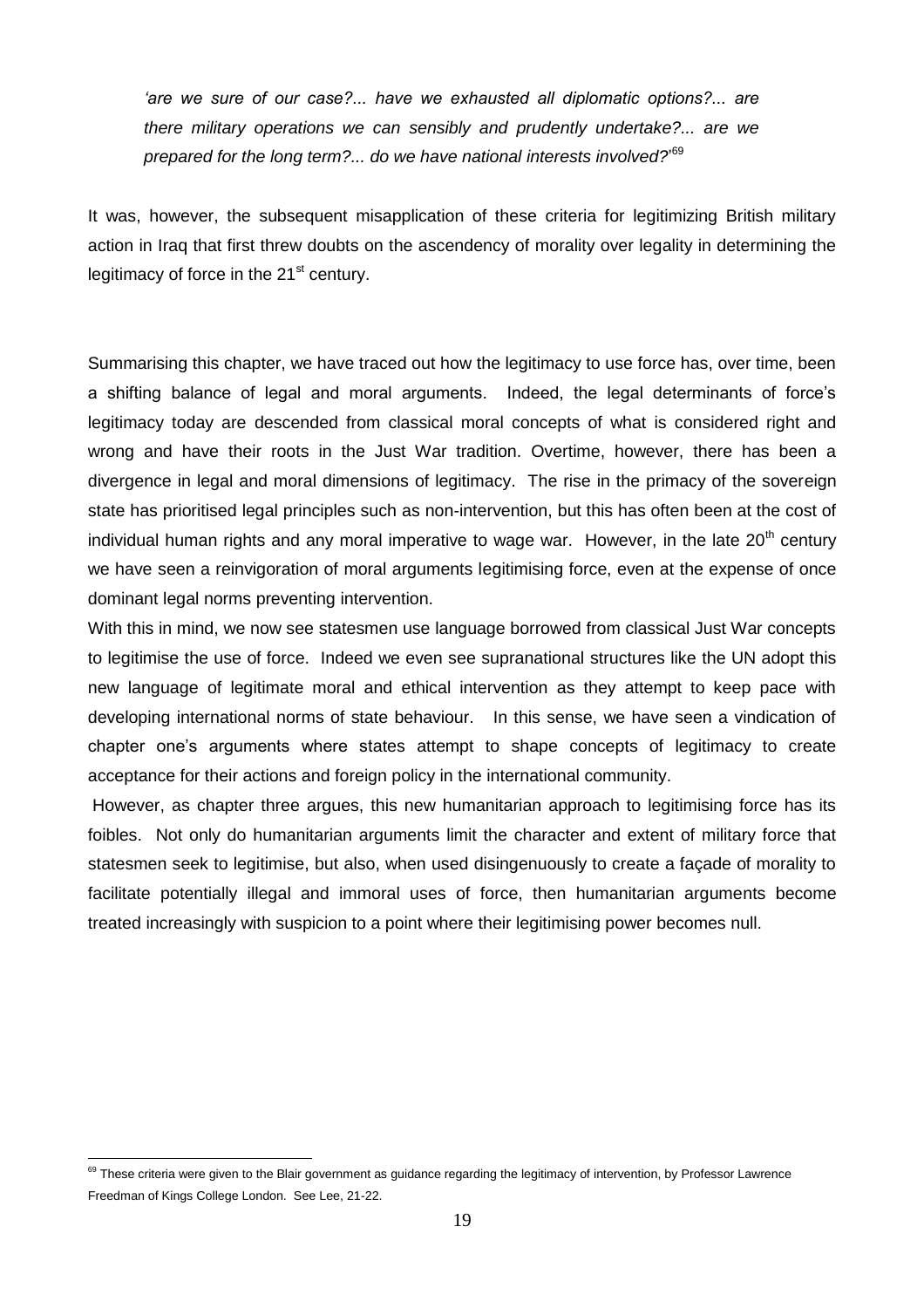*'are we sure of our case?... have we exhausted all diplomatic options?... are there military operations we can sensibly and prudently undertake?... are we prepared for the long term?... do we have national interests involved?'*[69]

It was, however, the subsequent misapplication of these criteria for legitimizing British military action in Iraq that first threw doubts on the ascendency of morality over legality in determining the legitimacy of force in the 21st century.

Summarising this chapter, we have traced out how the legitimacy to use force has, over time, been a shifting balance of legal and moral arguments. Indeed, the legal determinants of force's legitimacy today are descended from classical moral concepts of what is considered right and wrong and have their roots in the Just War tradition. Overtime, however, there has been a divergence in legal and moral dimensions of legitimacy. The rise in the primacy of the sovereign state has prioritised legal principles such as non-intervention, but this has often been at the cost of individual human rights and any moral imperative to wage war. However, in the late 20th century we have seen a reinvigoration of moral arguments legitimising force, even at the expense of once dominant legal norms preventing intervention.

With this in mind, we now see statesmen use language borrowed from classical Just War concepts to legitimise the use of force. Indeed we even see supranational structures like the UN adopt this new language of legitimate moral and ethical intervention as they attempt to keep pace with developing international norms of state behaviour. In this sense, we have seen a vindication of chapter one's arguments where states attempt to shape concepts of legitimacy to create acceptance for their actions and foreign policy in the international community.

However, as chapter three argues, this new humanitarian approach to legitimising force has its foibles. Not only do humanitarian arguments limit the character and extent of military force that statesmen seek to legitimise, but also, when used disingenuously to create a façade of morality to facilitate potentially illegal and immoral uses of force, then humanitarian arguments become treated increasingly with suspicion to a point where their legitimising power becomes null.

---

[69] These criteria were given to the Blair government as guidance regarding the legitimacy of intervention, by Professor Lawrence Freedman of Kings College London. See Lee, 21-22.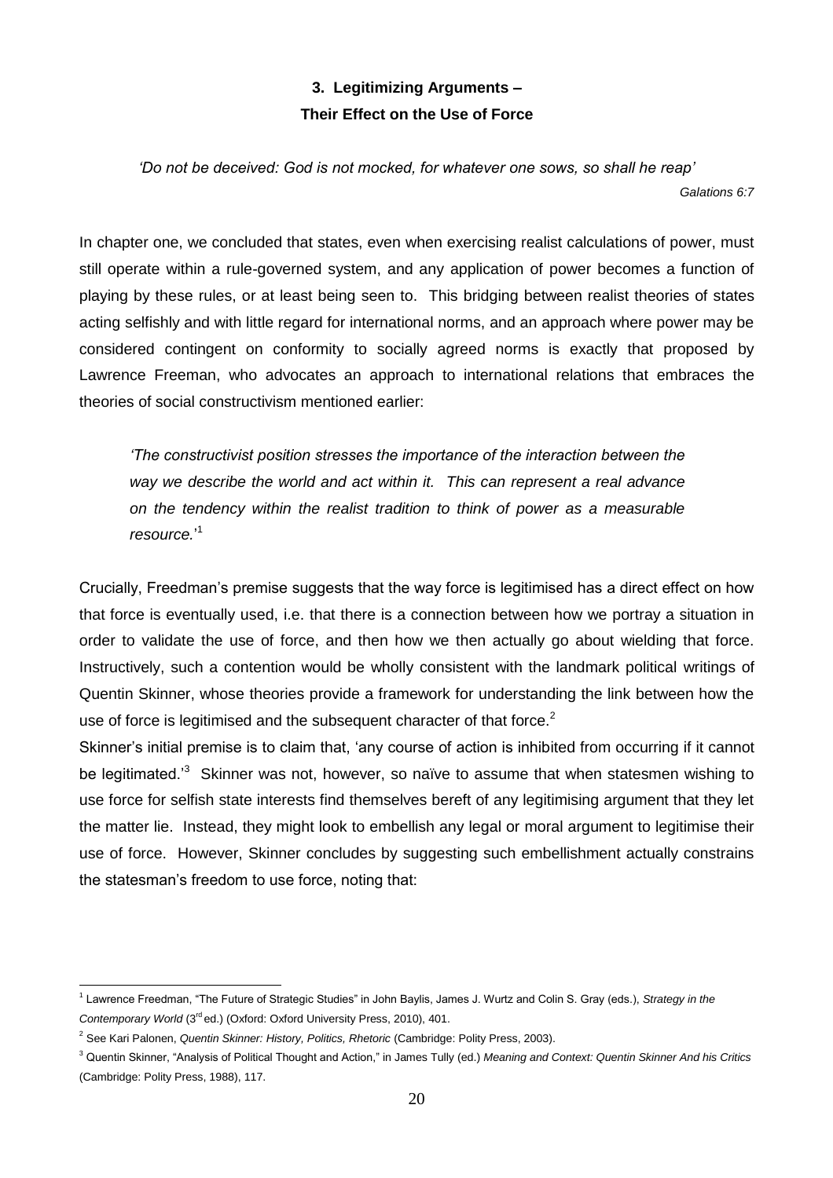## 3. Legitimizing Arguments – Their Effect on the Use of Force

*'Do not be deceived: God is not mocked, for whatever one sows, so shall he reap'*

*Galations 6:7*

In chapter one, we concluded that states, even when exercising realist calculations of power, must still operate within a rule-governed system, and any application of power becomes a function of playing by these rules, or at least being seen to. This bridging between realist theories of states acting selfishly and with little regard for international norms, and an approach where power may be considered contingent on conformity to socially agreed norms is exactly that proposed by Lawrence Freeman, who advocates an approach to international relations that embraces the theories of social constructivism mentioned earlier:

> *'The constructivist position stresses the importance of the interaction between the way we describe the world and act within it. This can represent a real advance on the tendency within the realist tradition to think of power as a measurable resource.*'[1]

Crucially, Freedman's premise suggests that the way force is legitimised has a direct effect on how that force is eventually used, i.e. that there is a connection between how we portray a situation in order to validate the use of force, and then how we then actually go about wielding that force. Instructively, such a contention would be wholly consistent with the landmark political writings of Quentin Skinner, whose theories provide a framework for understanding the link between how the use of force is legitimised and the subsequent character of that force.[2]

Skinner's initial premise is to claim that, 'any course of action is inhibited from occurring if it cannot be legitimated.'[3] Skinner was not, however, so naïve to assume that when statesmen wishing to use force for selfish state interests find themselves bereft of any legitimising argument that they let the matter lie. Instead, they might look to embellish any legal or moral argument to legitimise their use of force. However, Skinner concludes by suggesting such embellishment actually constrains the statesman's freedom to use force, noting that:

---

[1] Lawrence Freedman, "The Future of Strategic Studies" in John Baylis, James J. Wurtz and Colin S. Gray (eds.), *Strategy in the Contemporary World* (3rd ed.) (Oxford: Oxford University Press, 2010), 401.

[2] See Kari Palonen, *Quentin Skinner: History, Politics, Rhetoric* (Cambridge: Polity Press, 2003).

[3] Quentin Skinner, "Analysis of Political Thought and Action," in James Tully (ed.) *Meaning and Context: Quentin Skinner And his Critics* (Cambridge: Polity Press, 1988), 117.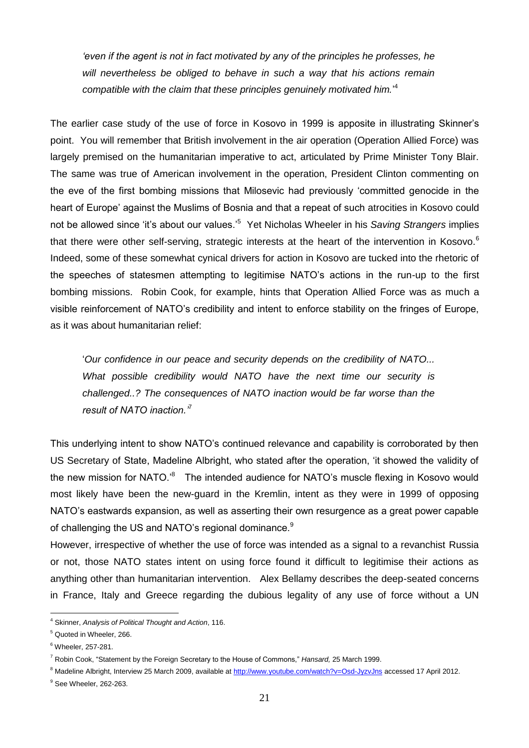> *'even if the agent is not in fact motivated by any of the principles he professes, he will nevertheless be obliged to behave in such a way that his actions remain compatible with the claim that these principles genuinely motivated him.'*[4]

The earlier case study of the use of force in Kosovo in 1999 is apposite in illustrating Skinner's point. You will remember that British involvement in the air operation (Operation Allied Force) was largely premised on the humanitarian imperative to act, articulated by Prime Minister Tony Blair. The same was true of American involvement in the operation, President Clinton commenting on the eve of the first bombing missions that Milosevic had previously 'committed genocide in the heart of Europe' against the Muslims of Bosnia and that a repeat of such atrocities in Kosovo could not be allowed since 'it's about our values.'[5] Yet Nicholas Wheeler in his *Saving Strangers* implies that there were other self-serving, strategic interests at the heart of the intervention in Kosovo.[6] Indeed, some of these somewhat cynical drivers for action in Kosovo are tucked into the rhetoric of the speeches of statesmen attempting to legitimise NATO's actions in the run-up to the first bombing missions. Robin Cook, for example, hints that Operation Allied Force was as much a visible reinforcement of NATO's credibility and intent to enforce stability on the fringes of Europe, as it was about humanitarian relief:

> '*Our confidence in our peace and security depends on the credibility of NATO... What possible credibility would NATO have the next time our security is challenged..? The consequences of NATO inaction would be far worse than the result of NATO inaction.'*[7]

This underlying intent to show NATO's continued relevance and capability is corroborated by then US Secretary of State, Madeline Albright, who stated after the operation, 'it showed the validity of the new mission for NATO.'[8] The intended audience for NATO's muscle flexing in Kosovo would most likely have been the new-guard in the Kremlin, intent as they were in 1999 of opposing NATO's eastwards expansion, as well as asserting their own resurgence as a great power capable of challenging the US and NATO's regional dominance.[9]

However, irrespective of whether the use of force was intended as a signal to a revanchist Russia or not, those NATO states intent on using force found it difficult to legitimise their actions as anything other than humanitarian intervention. Alex Bellamy describes the deep-seated concerns in France, Italy and Greece regarding the dubious legality of any use of force without a UN

---

[4] Skinner, *Analysis of Political Thought and Action*, 116.

[5] Quoted in Wheeler, 266.

[6] Wheeler, 257-281.

[7] Robin Cook, "Statement by the Foreign Secretary to the House of Commons," *Hansard,* 25 March 1999.

[8] Madeline Albright, Interview 25 March 2009, available at http://www.youtube.com/watch?v=Osd-JyzvJns accessed 17 April 2012.

[9] See Wheeler, 262-263.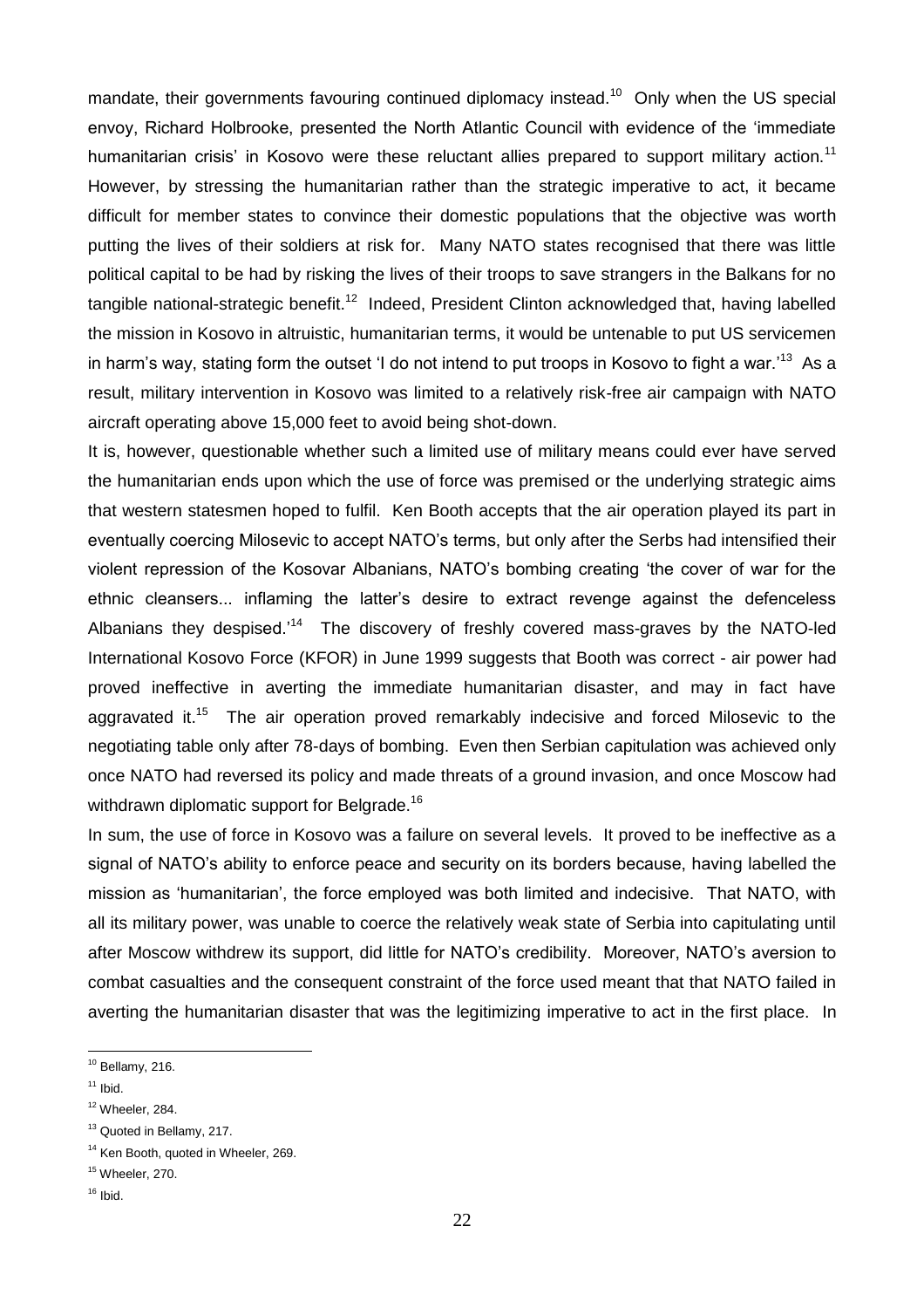mandate, their governments favouring continued diplomacy instead.[10] Only when the US special envoy, Richard Holbrooke, presented the North Atlantic Council with evidence of the 'immediate humanitarian crisis' in Kosovo were these reluctant allies prepared to support military action.[11] However, by stressing the humanitarian rather than the strategic imperative to act, it became difficult for member states to convince their domestic populations that the objective was worth putting the lives of their soldiers at risk for. Many NATO states recognised that there was little political capital to be had by risking the lives of their troops to save strangers in the Balkans for no tangible national-strategic benefit.[12] Indeed, President Clinton acknowledged that, having labelled the mission in Kosovo in altruistic, humanitarian terms, it would be untenable to put US servicemen in harm's way, stating form the outset 'I do not intend to put troops in Kosovo to fight a war.'[13] As a result, military intervention in Kosovo was limited to a relatively risk-free air campaign with NATO aircraft operating above 15,000 feet to avoid being shot-down.

It is, however, questionable whether such a limited use of military means could ever have served the humanitarian ends upon which the use of force was premised or the underlying strategic aims that western statesmen hoped to fulfil. Ken Booth accepts that the air operation played its part in eventually coercing Milosevic to accept NATO's terms, but only after the Serbs had intensified their violent repression of the Kosovar Albanians, NATO's bombing creating 'the cover of war for the ethnic cleansers... inflaming the latter's desire to extract revenge against the defenceless Albanians they despised.'[14] The discovery of freshly covered mass-graves by the NATO-led International Kosovo Force (KFOR) in June 1999 suggests that Booth was correct - air power had proved ineffective in averting the immediate humanitarian disaster, and may in fact have aggravated it.[15] The air operation proved remarkably indecisive and forced Milosevic to the negotiating table only after 78-days of bombing. Even then Serbian capitulation was achieved only once NATO had reversed its policy and made threats of a ground invasion, and once Moscow had withdrawn diplomatic support for Belgrade.[16]

In sum, the use of force in Kosovo was a failure on several levels. It proved to be ineffective as a signal of NATO's ability to enforce peace and security on its borders because, having labelled the mission as 'humanitarian', the force employed was both limited and indecisive. That NATO, with all its military power, was unable to coerce the relatively weak state of Serbia into capitulating until after Moscow withdrew its support, did little for NATO's credibility. Moreover, NATO's aversion to combat casualties and the consequent constraint of the force used meant that that NATO failed in averting the humanitarian disaster that was the legitimizing imperative to act in the first place. In

---

[10] Bellamy, 216.

[11] Ibid.

[12] Wheeler, 284.

[13] Quoted in Bellamy, 217.

[14] Ken Booth, quoted in Wheeler, 269.

[15] Wheeler, 270.

[16] Ibid.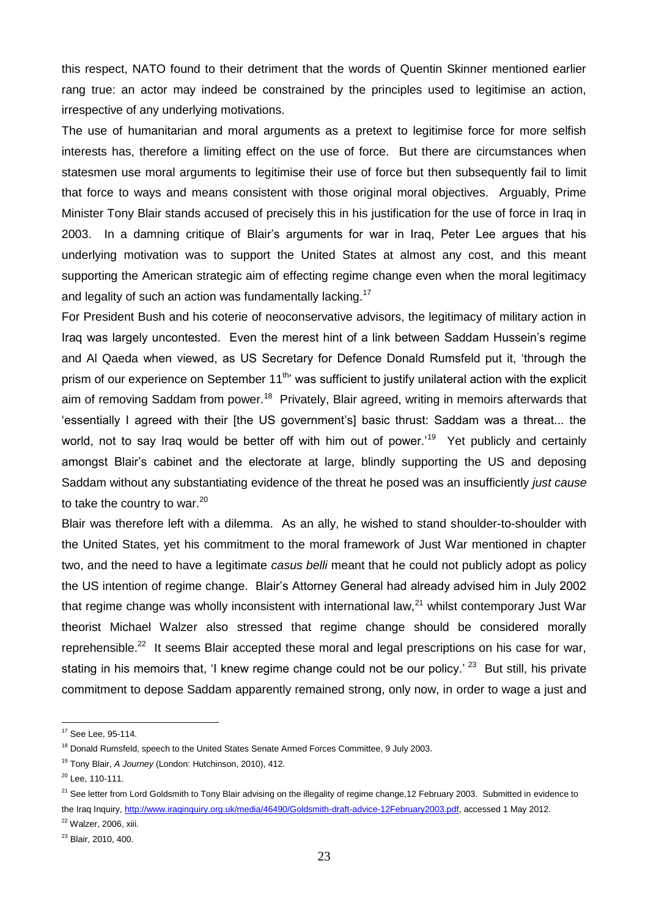this respect, NATO found to their detriment that the words of Quentin Skinner mentioned earlier rang true: an actor may indeed be constrained by the principles used to legitimise an action, irrespective of any underlying motivations.

The use of humanitarian and moral arguments as a pretext to legitimise force for more selfish interests has, therefore a limiting effect on the use of force. But there are circumstances when statesmen use moral arguments to legitimise their use of force but then subsequently fail to limit that force to ways and means consistent with those original moral objectives. Arguably, Prime Minister Tony Blair stands accused of precisely this in his justification for the use of force in Iraq in 2003. In a damning critique of Blair's arguments for war in Iraq, Peter Lee argues that his underlying motivation was to support the United States at almost any cost, and this meant supporting the American strategic aim of effecting regime change even when the moral legitimacy and legality of such an action was fundamentally lacking.[17]

For President Bush and his coterie of neoconservative advisors, the legitimacy of military action in Iraq was largely uncontested. Even the merest hint of a link between Saddam Hussein's regime and Al Qaeda when viewed, as US Secretary for Defence Donald Rumsfeld put it, 'through the prism of our experience on September 11th' was sufficient to justify unilateral action with the explicit aim of removing Saddam from power.[18] Privately, Blair agreed, writing in memoirs afterwards that 'essentially I agreed with their [the US government's] basic thrust: Saddam was a threat... the world, not to say Iraq would be better off with him out of power.'[19] Yet publicly and certainly amongst Blair's cabinet and the electorate at large, blindly supporting the US and deposing Saddam without any substantiating evidence of the threat he posed was an insufficiently *just cause* to take the country to war.[20]

Blair was therefore left with a dilemma. As an ally, he wished to stand shoulder-to-shoulder with the United States, yet his commitment to the moral framework of Just War mentioned in chapter two, and the need to have a legitimate *casus belli* meant that he could not publicly adopt as policy the US intention of regime change. Blair's Attorney General had already advised him in July 2002 that regime change was wholly inconsistent with international law,[21] whilst contemporary Just War theorist Michael Walzer also stressed that regime change should be considered morally reprehensible.[22] It seems Blair accepted these moral and legal prescriptions on his case for war, stating in his memoirs that, 'I knew regime change could not be our policy.'[23] But still, his private commitment to depose Saddam apparently remained strong, only now, in order to wage a just and

---

[17] See Lee, 95-114.

[18] Donald Rumsfeld, speech to the United States Senate Armed Forces Committee, 9 July 2003.

[19] Tony Blair, *A Journey* (London: Hutchinson, 2010), 412.

[20] Lee, 110-111.

[21] See letter from Lord Goldsmith to Tony Blair advising on the illegality of regime change,12 February 2003. Submitted in evidence to the Iraq Inquiry, http://www.iraqinquiry.org.uk/media/46490/Goldsmith-draft-advice-12February2003.pdf, accessed 1 May 2012.

[22] Walzer, 2006, xiii.

[23] Blair, 2010, 400.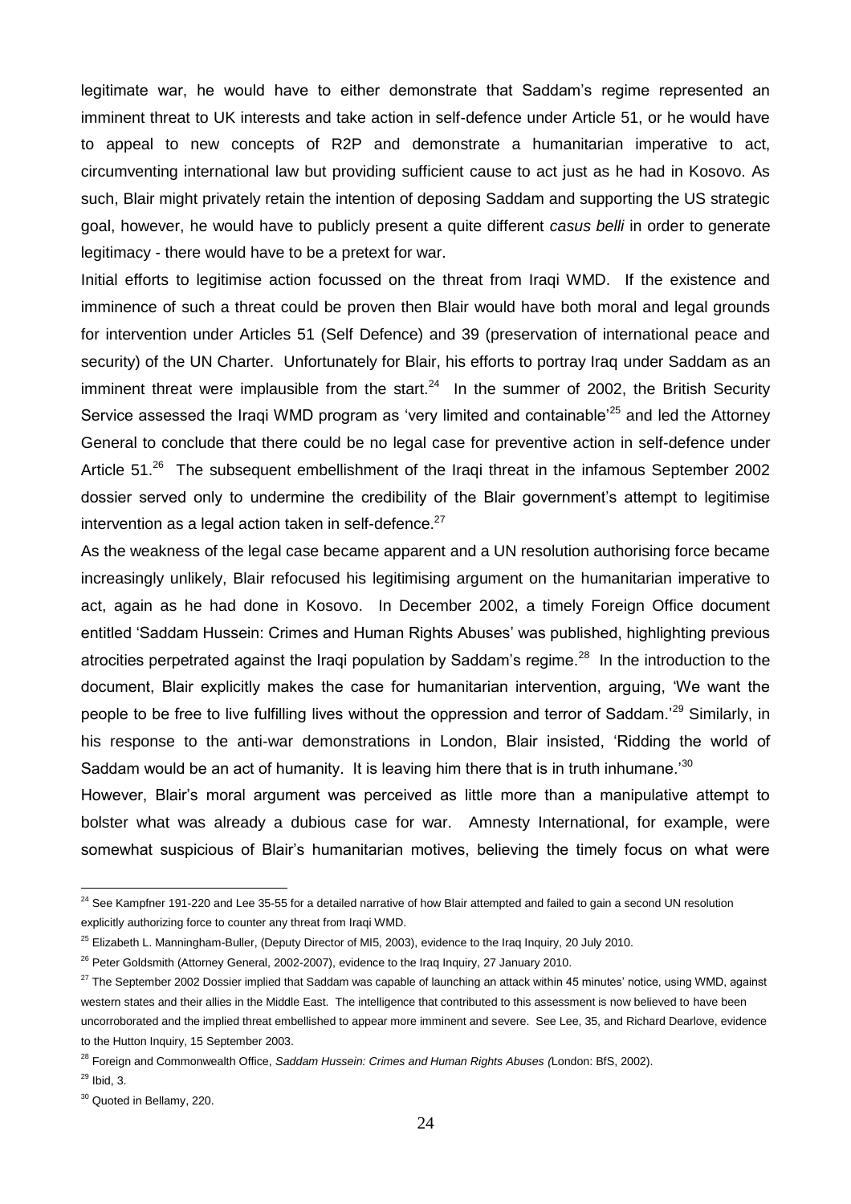legitimate war, he would have to either demonstrate that Saddam's regime represented an imminent threat to UK interests and take action in self-defence under Article 51, or he would have to appeal to new concepts of R2P and demonstrate a humanitarian imperative to act, circumventing international law but providing sufficient cause to act just as he had in Kosovo. As such, Blair might privately retain the intention of deposing Saddam and supporting the US strategic goal, however, he would have to publicly present a quite different *casus belli* in order to generate legitimacy - there would have to be a pretext for war.

Initial efforts to legitimise action focussed on the threat from Iraqi WMD. If the existence and imminence of such a threat could be proven then Blair would have both moral and legal grounds for intervention under Articles 51 (Self Defence) and 39 (preservation of international peace and security) of the UN Charter. Unfortunately for Blair, his efforts to portray Iraq under Saddam as an imminent threat were implausible from the start.[24] In the summer of 2002, the British Security Service assessed the Iraqi WMD program as 'very limited and containable'[25] and led the Attorney General to conclude that there could be no legal case for preventive action in self-defence under Article 51.[26] The subsequent embellishment of the Iraqi threat in the infamous September 2002 dossier served only to undermine the credibility of the Blair government's attempt to legitimise intervention as a legal action taken in self-defence.[27]

As the weakness of the legal case became apparent and a UN resolution authorising force became increasingly unlikely, Blair refocused his legitimising argument on the humanitarian imperative to act, again as he had done in Kosovo. In December 2002, a timely Foreign Office document entitled 'Saddam Hussein: Crimes and Human Rights Abuses' was published, highlighting previous atrocities perpetrated against the Iraqi population by Saddam's regime.[28] In the introduction to the document, Blair explicitly makes the case for humanitarian intervention, arguing, 'We want the people to be free to live fulfilling lives without the oppression and terror of Saddam.'[29] Similarly, in his response to the anti-war demonstrations in London, Blair insisted, 'Ridding the world of Saddam would be an act of humanity. It is leaving him there that is in truth inhumane.'[30]

However, Blair's moral argument was perceived as little more than a manipulative attempt to bolster what was already a dubious case for war. Amnesty International, for example, were somewhat suspicious of Blair's humanitarian motives, believing the timely focus on what were

---

[24] See Kampfner 191-220 and Lee 35-55 for a detailed narrative of how Blair attempted and failed to gain a second UN resolution explicitly authorizing force to counter any threat from Iraqi WMD.

[25] Elizabeth L. Manningham-Buller, (Deputy Director of MI5, 2003), evidence to the Iraq Inquiry, 20 July 2010.

[26] Peter Goldsmith (Attorney General, 2002-2007), evidence to the Iraq Inquiry, 27 January 2010.

[27] The September 2002 Dossier implied that Saddam was capable of launching an attack within 45 minutes' notice, using WMD, against western states and their allies in the Middle East. The intelligence that contributed to this assessment is now believed to have been uncorroborated and the implied threat embellished to appear more imminent and severe. See Lee, 35, and Richard Dearlove, evidence to the Hutton Inquiry, 15 September 2003.

[28] Foreign and Commonwealth Office, *Saddam Hussein: Crimes and Human Rights Abuses (*London: BfS, 2002).

[29] Ibid, 3.

[30] Quoted in Bellamy, 220.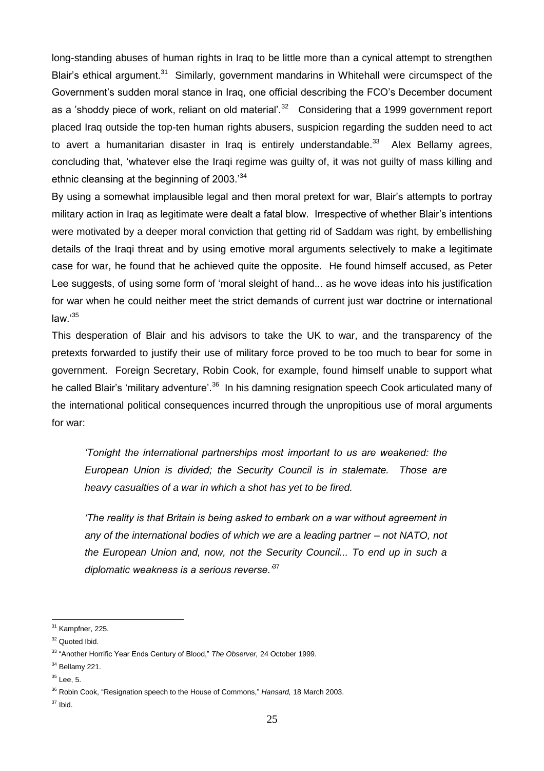long-standing abuses of human rights in Iraq to be little more than a cynical attempt to strengthen Blair's ethical argument.[31] Similarly, government mandarins in Whitehall were circumspect of the Government's sudden moral stance in Iraq, one official describing the FCO's December document as a 'shoddy piece of work, reliant on old material'.[32] Considering that a 1999 government report placed Iraq outside the top-ten human rights abusers, suspicion regarding the sudden need to act to avert a humanitarian disaster in Iraq is entirely understandable.[33] Alex Bellamy agrees, concluding that, 'whatever else the Iraqi regime was guilty of, it was not guilty of mass killing and ethnic cleansing at the beginning of 2003.'[34]

By using a somewhat implausible legal and then moral pretext for war, Blair's attempts to portray military action in Iraq as legitimate were dealt a fatal blow. Irrespective of whether Blair's intentions were motivated by a deeper moral conviction that getting rid of Saddam was right, by embellishing details of the Iraqi threat and by using emotive moral arguments selectively to make a legitimate case for war, he found that he achieved quite the opposite. He found himself accused, as Peter Lee suggests, of using some form of 'moral sleight of hand... as he wove ideas into his justification for war when he could neither meet the strict demands of current just war doctrine or international law.'[35]

This desperation of Blair and his advisors to take the UK to war, and the transparency of the pretexts forwarded to justify their use of military force proved to be too much to bear for some in government. Foreign Secretary, Robin Cook, for example, found himself unable to support what he called Blair's 'military adventure'.[36] In his damning resignation speech Cook articulated many of the international political consequences incurred through the unpropitious use of moral arguments for war:

> *'Tonight the international partnerships most important to us are weakened: the European Union is divided; the Security Council is in stalemate. Those are heavy casualties of a war in which a shot has yet to be fired.*
>
> *'The reality is that Britain is being asked to embark on a war without agreement in any of the international bodies of which we are a leading partner – not NATO, not the European Union and, now, not the Security Council... To end up in such a diplomatic weakness is a serious reverse.'*[37]

---

[31] Kampfner, 225.

[32] Quoted Ibid.

[33] "Another Horrific Year Ends Century of Blood," *The Observer,* 24 October 1999.

[34] Bellamy 221.

[35] Lee, 5.

[36] Robin Cook, "Resignation speech to the House of Commons," *Hansard,* 18 March 2003.

[37] Ibid.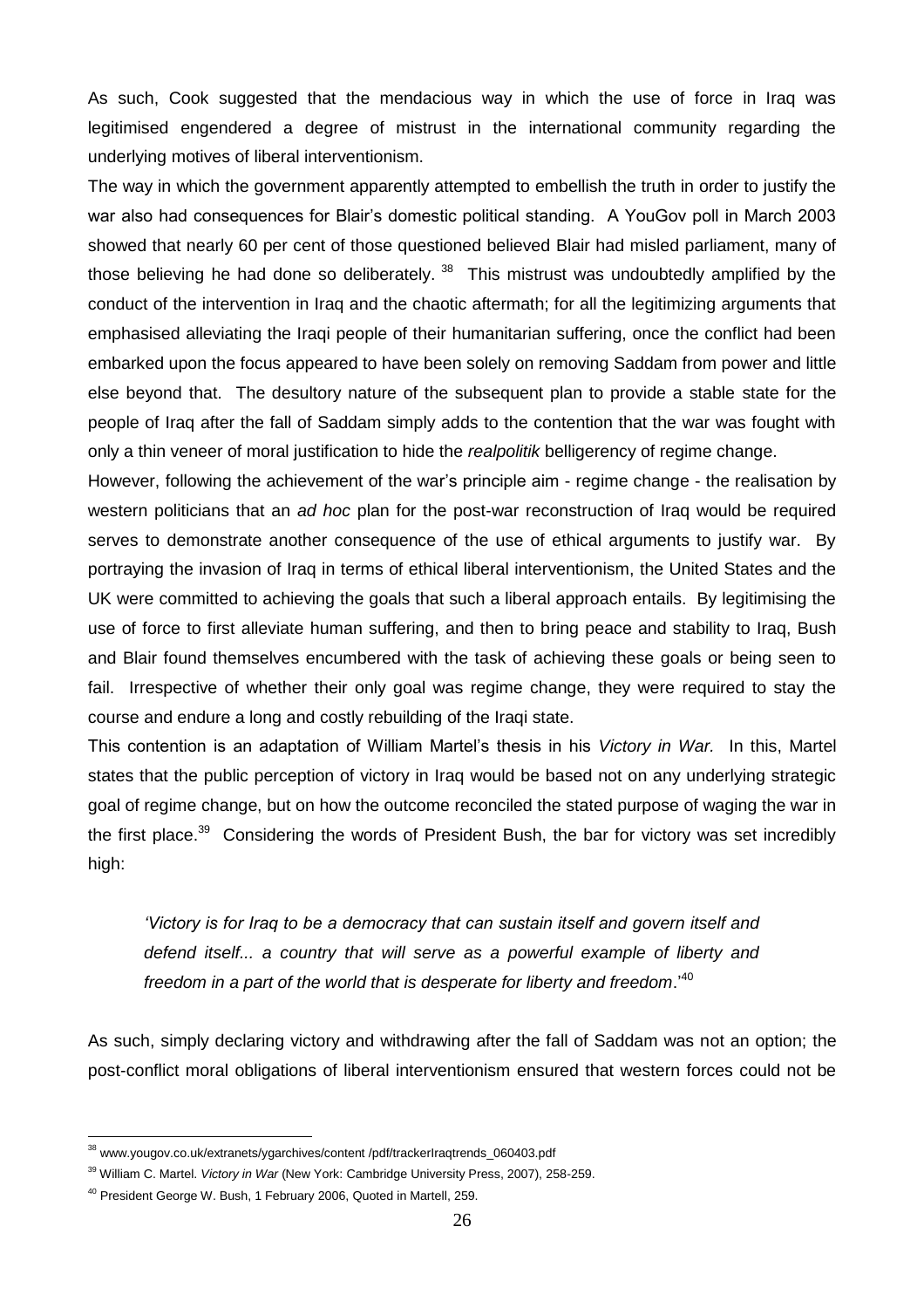As such, Cook suggested that the mendacious way in which the use of force in Iraq was legitimised engendered a degree of mistrust in the international community regarding the underlying motives of liberal interventionism.

The way in which the government apparently attempted to embellish the truth in order to justify the war also had consequences for Blair's domestic political standing. A YouGov poll in March 2003 showed that nearly 60 per cent of those questioned believed Blair had misled parliament, many of those believing he had done so deliberately.[38] This mistrust was undoubtedly amplified by the conduct of the intervention in Iraq and the chaotic aftermath; for all the legitimizing arguments that emphasised alleviating the Iraqi people of their humanitarian suffering, once the conflict had been embarked upon the focus appeared to have been solely on removing Saddam from power and little else beyond that. The desultory nature of the subsequent plan to provide a stable state for the people of Iraq after the fall of Saddam simply adds to the contention that the war was fought with only a thin veneer of moral justification to hide the *realpolitik* belligerency of regime change.

However, following the achievement of the war's principle aim - regime change - the realisation by western politicians that an *ad hoc* plan for the post-war reconstruction of Iraq would be required serves to demonstrate another consequence of the use of ethical arguments to justify war. By portraying the invasion of Iraq in terms of ethical liberal interventionism, the United States and the UK were committed to achieving the goals that such a liberal approach entails. By legitimising the use of force to first alleviate human suffering, and then to bring peace and stability to Iraq, Bush and Blair found themselves encumbered with the task of achieving these goals or being seen to fail. Irrespective of whether their only goal was regime change, they were required to stay the course and endure a long and costly rebuilding of the Iraqi state.

This contention is an adaptation of William Martel's thesis in his *Victory in War.* In this, Martel states that the public perception of victory in Iraq would be based not on any underlying strategic goal of regime change, but on how the outcome reconciled the stated purpose of waging the war in the first place.[39] Considering the words of President Bush, the bar for victory was set incredibly high:

> *'Victory is for Iraq to be a democracy that can sustain itself and govern itself and defend itself... a country that will serve as a powerful example of liberty and freedom in a part of the world that is desperate for liberty and freedom*.'[40]

As such, simply declaring victory and withdrawing after the fall of Saddam was not an option; the post-conflict moral obligations of liberal interventionism ensured that western forces could not be

---

[38] www.yougov.co.uk/extranets/ygarchives/content /pdf/trackerIraqtrends_060403.pdf

[39] William C. Martel. *Victory in War* (New York: Cambridge University Press, 2007), 258-259.

[40] President George W. Bush, 1 February 2006, Quoted in Martell, 259.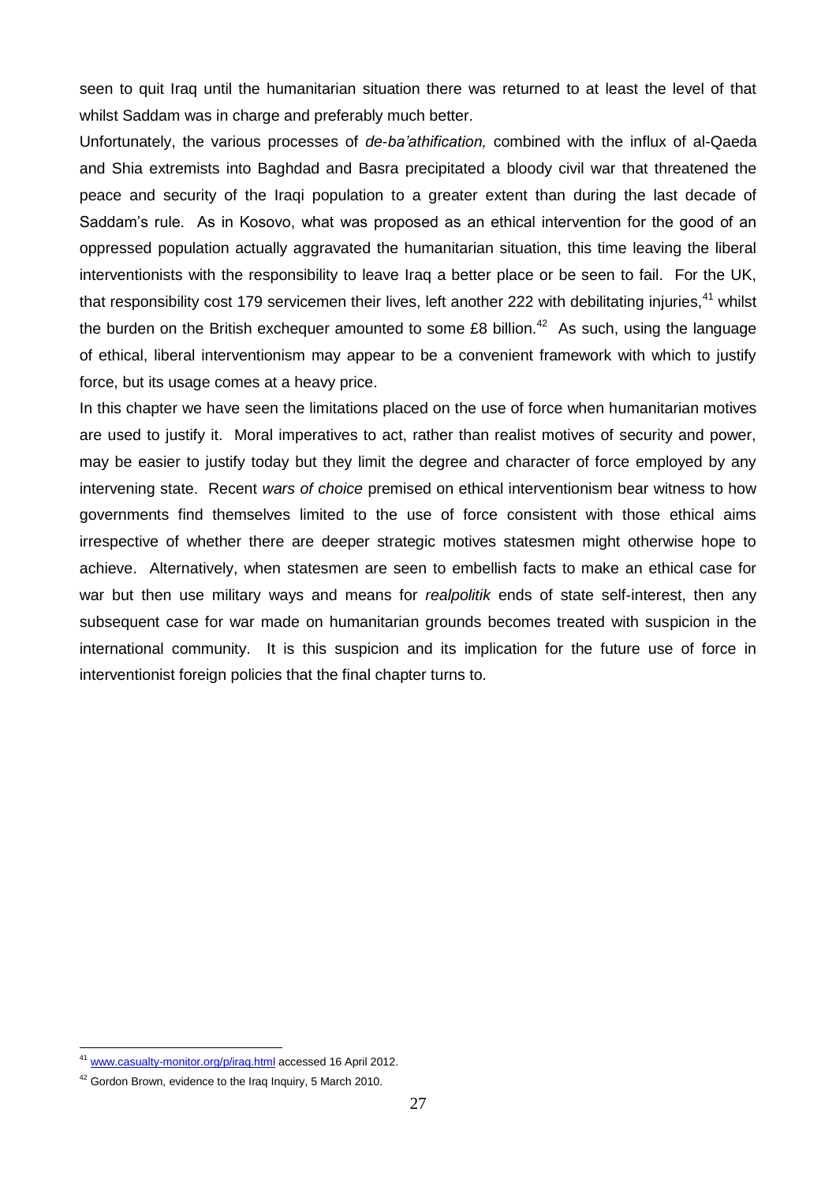seen to quit Iraq until the humanitarian situation there was returned to at least the level of that whilst Saddam was in charge and preferably much better.

Unfortunately, the various processes of *de-ba'athification,* combined with the influx of al-Qaeda and Shia extremists into Baghdad and Basra precipitated a bloody civil war that threatened the peace and security of the Iraqi population to a greater extent than during the last decade of Saddam's rule. As in Kosovo, what was proposed as an ethical intervention for the good of an oppressed population actually aggravated the humanitarian situation, this time leaving the liberal interventionists with the responsibility to leave Iraq a better place or be seen to fail. For the UK, that responsibility cost 179 servicemen their lives, left another 222 with debilitating injuries,[41] whilst the burden on the British exchequer amounted to some £8 billion.[42] As such, using the language of ethical, liberal interventionism may appear to be a convenient framework with which to justify force, but its usage comes at a heavy price.

In this chapter we have seen the limitations placed on the use of force when humanitarian motives are used to justify it. Moral imperatives to act, rather than realist motives of security and power, may be easier to justify today but they limit the degree and character of force employed by any intervening state. Recent *wars of choice* premised on ethical interventionism bear witness to how governments find themselves limited to the use of force consistent with those ethical aims irrespective of whether there are deeper strategic motives statesmen might otherwise hope to achieve. Alternatively, when statesmen are seen to embellish facts to make an ethical case for war but then use military ways and means for *realpolitik* ends of state self-interest, then any subsequent case for war made on humanitarian grounds becomes treated with suspicion in the international community. It is this suspicion and its implication for the future use of force in interventionist foreign policies that the final chapter turns to.

---

[41] www.casualty-monitor.org/p/iraq.html accessed 16 April 2012.

[42] Gordon Brown, evidence to the Iraq Inquiry, 5 March 2010.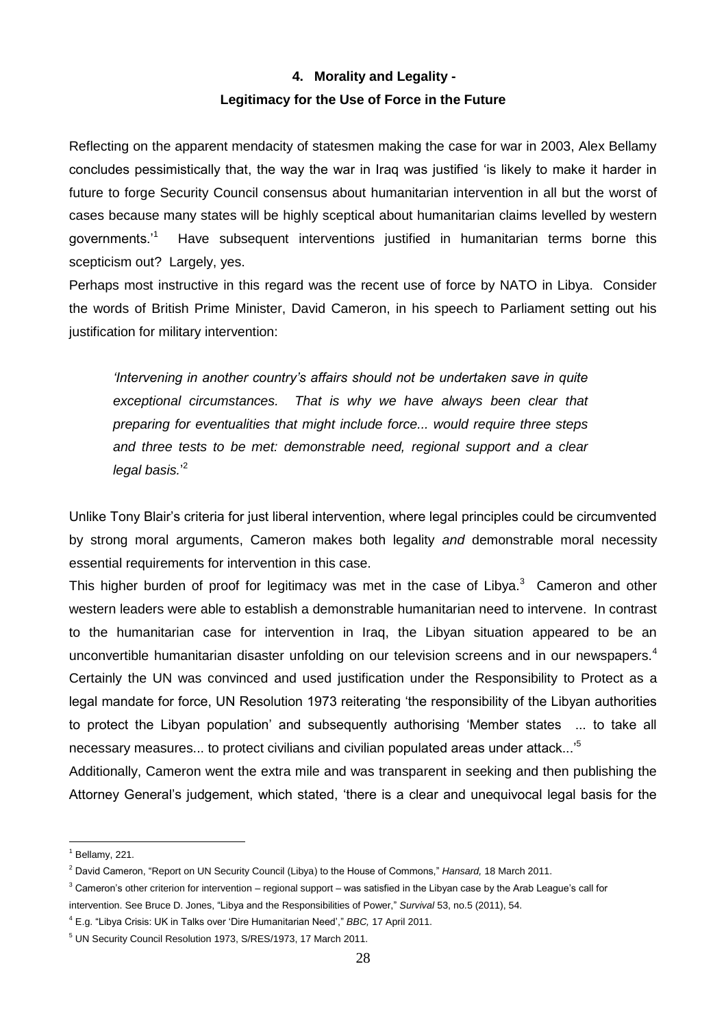## 4. Morality and Legality - Legitimacy for the Use of Force in the Future

Reflecting on the apparent mendacity of statesmen making the case for war in 2003, Alex Bellamy concludes pessimistically that, the way the war in Iraq was justified 'is likely to make it harder in future to forge Security Council consensus about humanitarian intervention in all but the worst of cases because many states will be highly sceptical about humanitarian claims levelled by western governments.'[1] Have subsequent interventions justified in humanitarian terms borne this scepticism out? Largely, yes.

Perhaps most instructive in this regard was the recent use of force by NATO in Libya. Consider the words of British Prime Minister, David Cameron, in his speech to Parliament setting out his justification for military intervention:

> *'Intervening in another country's affairs should not be undertaken save in quite exceptional circumstances. That is why we have always been clear that preparing for eventualities that might include force... would require three steps and three tests to be met: demonstrable need, regional support and a clear legal basis.'*[2]

Unlike Tony Blair's criteria for just liberal intervention, where legal principles could be circumvented by strong moral arguments, Cameron makes both legality *and* demonstrable moral necessity essential requirements for intervention in this case.

This higher burden of proof for legitimacy was met in the case of Libya.[3] Cameron and other western leaders were able to establish a demonstrable humanitarian need to intervene. In contrast to the humanitarian case for intervention in Iraq, the Libyan situation appeared to be an unconvertible humanitarian disaster unfolding on our television screens and in our newspapers.[4] Certainly the UN was convinced and used justification under the Responsibility to Protect as a legal mandate for force, UN Resolution 1973 reiterating 'the responsibility of the Libyan authorities to protect the Libyan population' and subsequently authorising 'Member states ... to take all necessary measures... to protect civilians and civilian populated areas under attack...'[5]

Additionally, Cameron went the extra mile and was transparent in seeking and then publishing the Attorney General's judgement, which stated, 'there is a clear and unequivocal legal basis for the

---

[1] Bellamy, 221.

[2] David Cameron, "Report on UN Security Council (Libya) to the House of Commons," *Hansard,* 18 March 2011.

[3] Cameron's other criterion for intervention – regional support – was satisfied in the Libyan case by the Arab League's call for intervention. See Bruce D. Jones, "Libya and the Responsibilities of Power," *Survival* 53, no.5 (2011), 54.

[4] E.g. "Libya Crisis: UK in Talks over 'Dire Humanitarian Need'," *BBC,* 17 April 2011.

[5] UN Security Council Resolution 1973, S/RES/1973, 17 March 2011.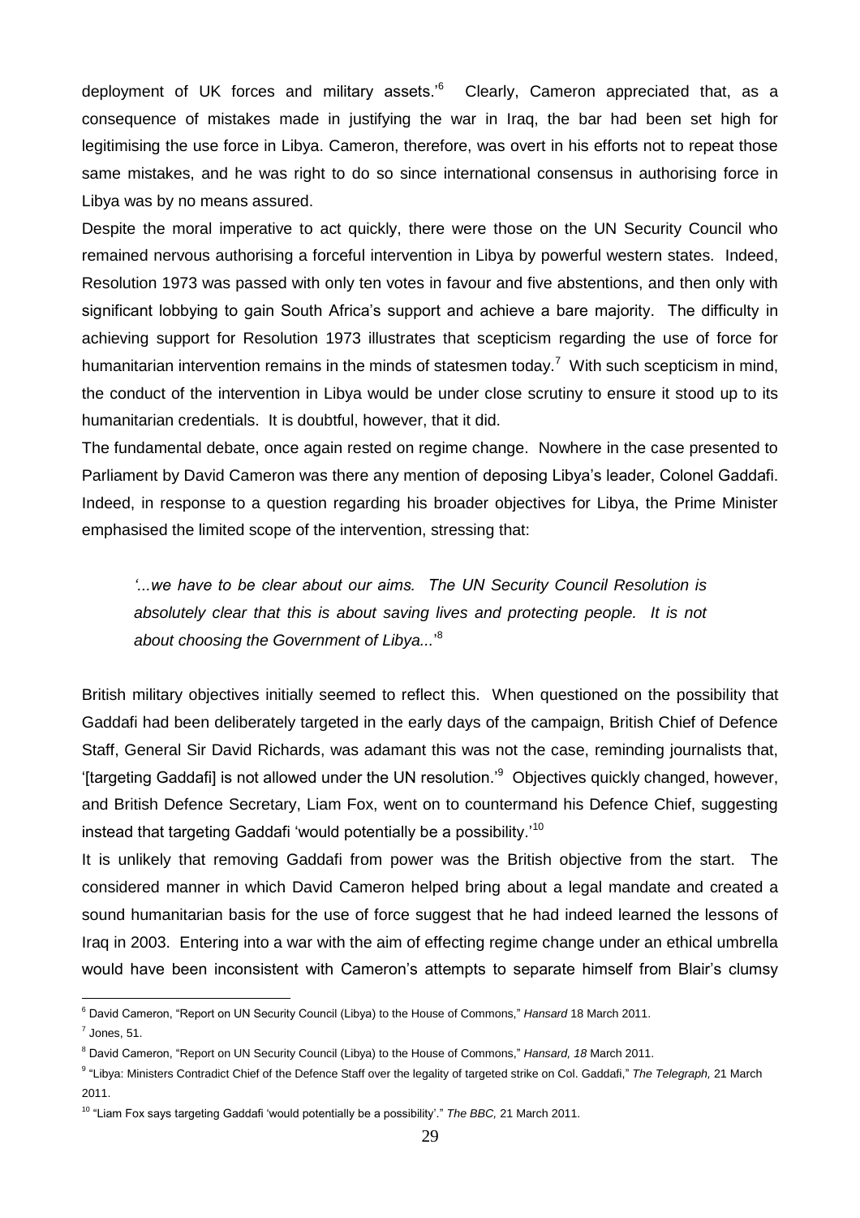deployment of UK forces and military assets.'[6] Clearly, Cameron appreciated that, as a consequence of mistakes made in justifying the war in Iraq, the bar had been set high for legitimising the use force in Libya. Cameron, therefore, was overt in his efforts not to repeat those same mistakes, and he was right to do so since international consensus in authorising force in Libya was by no means assured.

Despite the moral imperative to act quickly, there were those on the UN Security Council who remained nervous authorising a forceful intervention in Libya by powerful western states. Indeed, Resolution 1973 was passed with only ten votes in favour and five abstentions, and then only with significant lobbying to gain South Africa's support and achieve a bare majority. The difficulty in achieving support for Resolution 1973 illustrates that scepticism regarding the use of force for humanitarian intervention remains in the minds of statesmen today.[7] With such scepticism in mind, the conduct of the intervention in Libya would be under close scrutiny to ensure it stood up to its humanitarian credentials. It is doubtful, however, that it did.

The fundamental debate, once again rested on regime change. Nowhere in the case presented to Parliament by David Cameron was there any mention of deposing Libya's leader, Colonel Gaddafi. Indeed, in response to a question regarding his broader objectives for Libya, the Prime Minister emphasised the limited scope of the intervention, stressing that:

> *'...we have to be clear about our aims. The UN Security Council Resolution is absolutely clear that this is about saving lives and protecting people. It is not about choosing the Government of Libya...'*[8]

British military objectives initially seemed to reflect this. When questioned on the possibility that Gaddafi had been deliberately targeted in the early days of the campaign, British Chief of Defence Staff, General Sir David Richards, was adamant this was not the case, reminding journalists that, '[targeting Gaddafi] is not allowed under the UN resolution.'[9] Objectives quickly changed, however, and British Defence Secretary, Liam Fox, went on to countermand his Defence Chief, suggesting instead that targeting Gaddafi 'would potentially be a possibility.'[10]

It is unlikely that removing Gaddafi from power was the British objective from the start. The considered manner in which David Cameron helped bring about a legal mandate and created a sound humanitarian basis for the use of force suggest that he had indeed learned the lessons of Iraq in 2003. Entering into a war with the aim of effecting regime change under an ethical umbrella would have been inconsistent with Cameron's attempts to separate himself from Blair's clumsy

---

[6] David Cameron, "Report on UN Security Council (Libya) to the House of Commons," *Hansard* 18 March 2011.

[7] Jones, 51.

[8] David Cameron, "Report on UN Security Council (Libya) to the House of Commons," *Hansard, 18* March 2011.

[9] "Libya: Ministers Contradict Chief of the Defence Staff over the legality of targeted strike on Col. Gaddafi," *The Telegraph,* 21 March 2011.

[10] "Liam Fox says targeting Gaddafi 'would potentially be a possibility'." *The BBC,* 21 March 2011.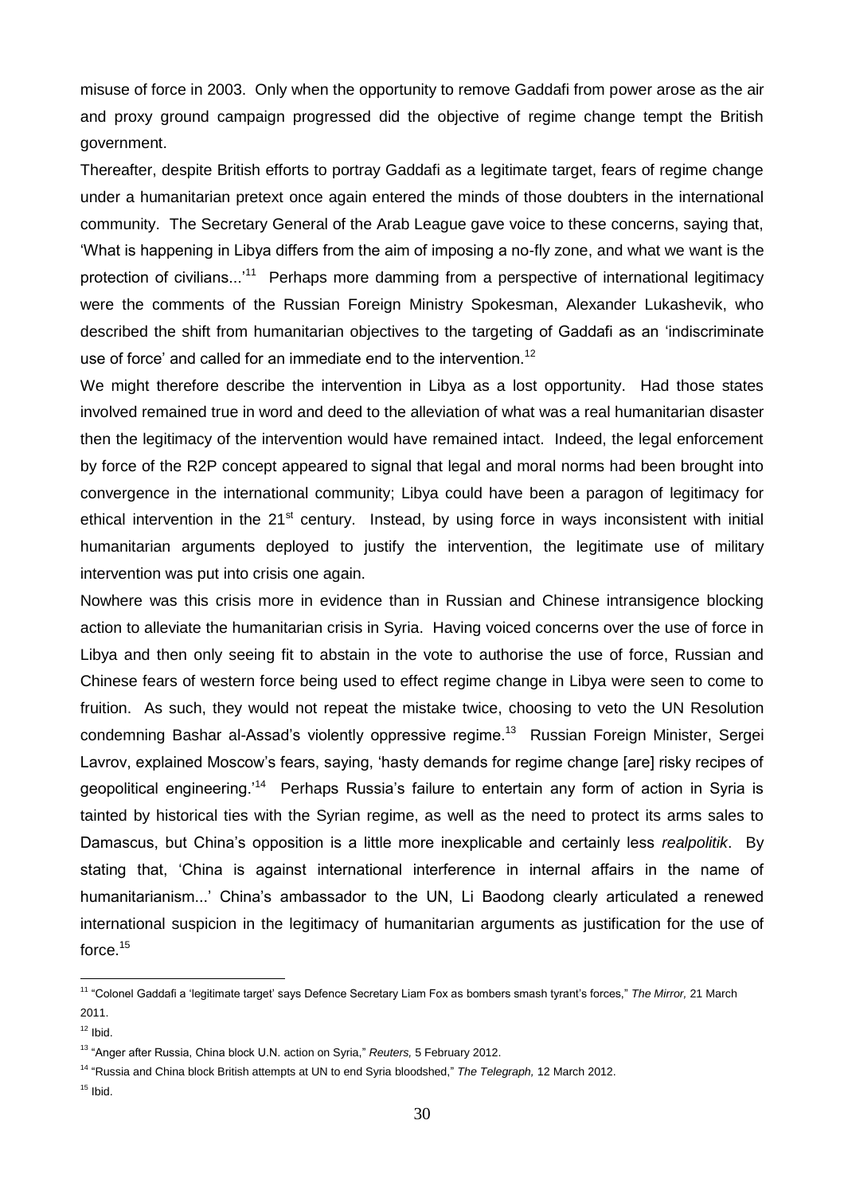misuse of force in 2003. Only when the opportunity to remove Gaddafi from power arose as the air and proxy ground campaign progressed did the objective of regime change tempt the British government.

Thereafter, despite British efforts to portray Gaddafi as a legitimate target, fears of regime change under a humanitarian pretext once again entered the minds of those doubters in the international community. The Secretary General of the Arab League gave voice to these concerns, saying that, 'What is happening in Libya differs from the aim of imposing a no-fly zone, and what we want is the protection of civilians...'[11] Perhaps more damming from a perspective of international legitimacy were the comments of the Russian Foreign Ministry Spokesman, Alexander Lukashevik, who described the shift from humanitarian objectives to the targeting of Gaddafi as an 'indiscriminate use of force' and called for an immediate end to the intervention.[12]

We might therefore describe the intervention in Libya as a lost opportunity. Had those states involved remained true in word and deed to the alleviation of what was a real humanitarian disaster then the legitimacy of the intervention would have remained intact. Indeed, the legal enforcement by force of the R2P concept appeared to signal that legal and moral norms had been brought into convergence in the international community; Libya could have been a paragon of legitimacy for ethical intervention in the 21st century. Instead, by using force in ways inconsistent with initial humanitarian arguments deployed to justify the intervention, the legitimate use of military intervention was put into crisis one again.

Nowhere was this crisis more in evidence than in Russian and Chinese intransigence blocking action to alleviate the humanitarian crisis in Syria. Having voiced concerns over the use of force in Libya and then only seeing fit to abstain in the vote to authorise the use of force, Russian and Chinese fears of western force being used to effect regime change in Libya were seen to come to fruition. As such, they would not repeat the mistake twice, choosing to veto the UN Resolution condemning Bashar al-Assad's violently oppressive regime.[13] Russian Foreign Minister, Sergei Lavrov, explained Moscow's fears, saying, 'hasty demands for regime change [are] risky recipes of geopolitical engineering.'[14] Perhaps Russia's failure to entertain any form of action in Syria is tainted by historical ties with the Syrian regime, as well as the need to protect its arms sales to Damascus, but China's opposition is a little more inexplicable and certainly less *realpolitik*. By stating that, 'China is against international interference in internal affairs in the name of humanitarianism...' China's ambassador to the UN, Li Baodong clearly articulated a renewed international suspicion in the legitimacy of humanitarian arguments as justification for the use of force.[15]

---

[11] "Colonel Gaddafi a 'legitimate target' says Defence Secretary Liam Fox as bombers smash tyrant's forces," *The Mirror,* 21 March 2011.

[12] Ibid.

[13] "Anger after Russia, China block U.N. action on Syria," *Reuters,* 5 February 2012.

[14] "Russia and China block British attempts at UN to end Syria bloodshed," *The Telegraph,* 12 March 2012.

[15] Ibid.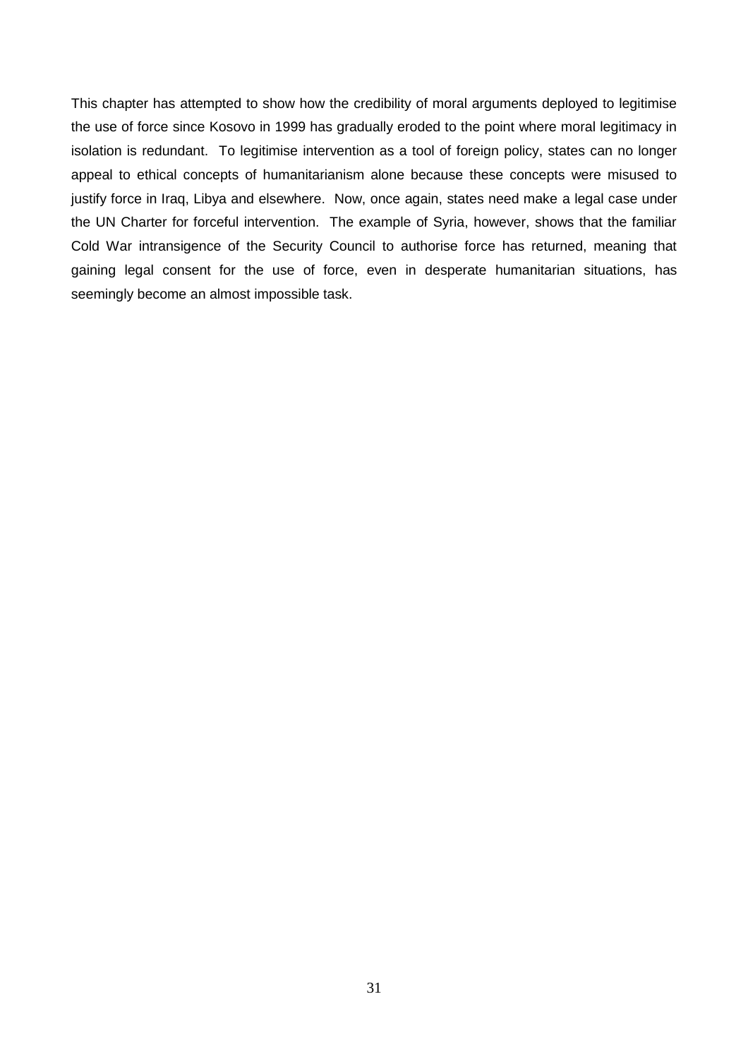This chapter has attempted to show how the credibility of moral arguments deployed to legitimise the use of force since Kosovo in 1999 has gradually eroded to the point where moral legitimacy in isolation is redundant. To legitimise intervention as a tool of foreign policy, states can no longer appeal to ethical concepts of humanitarianism alone because these concepts were misused to justify force in Iraq, Libya and elsewhere. Now, once again, states need make a legal case under the UN Charter for forceful intervention. The example of Syria, however, shows that the familiar Cold War intransigence of the Security Council to authorise force has returned, meaning that gaining legal consent for the use of force, even in desperate humanitarian situations, has seemingly become an almost impossible task.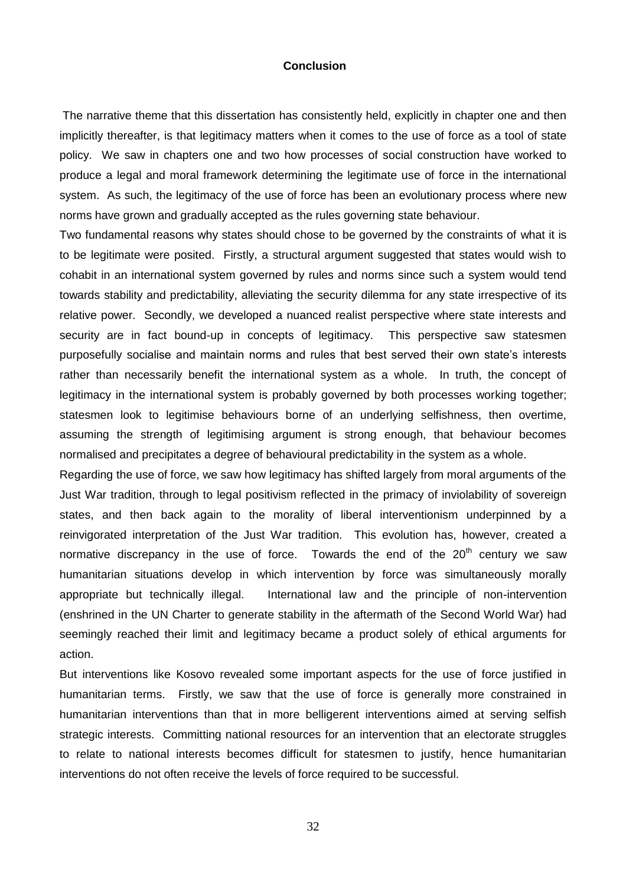## Conclusion

The narrative theme that this dissertation has consistently held, explicitly in chapter one and then implicitly thereafter, is that legitimacy matters when it comes to the use of force as a tool of state policy. We saw in chapters one and two how processes of social construction have worked to produce a legal and moral framework determining the legitimate use of force in the international system. As such, the legitimacy of the use of force has been an evolutionary process where new norms have grown and gradually accepted as the rules governing state behaviour.

Two fundamental reasons why states should chose to be governed by the constraints of what it is to be legitimate were posited. Firstly, a structural argument suggested that states would wish to cohabit in an international system governed by rules and norms since such a system would tend towards stability and predictability, alleviating the security dilemma for any state irrespective of its relative power. Secondly, we developed a nuanced realist perspective where state interests and security are in fact bound-up in concepts of legitimacy. This perspective saw statesmen purposefully socialise and maintain norms and rules that best served their own state's interests rather than necessarily benefit the international system as a whole. In truth, the concept of legitimacy in the international system is probably governed by both processes working together; statesmen look to legitimise behaviours borne of an underlying selfishness, then overtime, assuming the strength of legitimising argument is strong enough, that behaviour becomes normalised and precipitates a degree of behavioural predictability in the system as a whole.

Regarding the use of force, we saw how legitimacy has shifted largely from moral arguments of the Just War tradition, through to legal positivism reflected in the primacy of inviolability of sovereign states, and then back again to the morality of liberal interventionism underpinned by a reinvigorated interpretation of the Just War tradition. This evolution has, however, created a normative discrepancy in the use of force. Towards the end of the 20th century we saw humanitarian situations develop in which intervention by force was simultaneously morally appropriate but technically illegal. International law and the principle of non-intervention (enshrined in the UN Charter to generate stability in the aftermath of the Second World War) had seemingly reached their limit and legitimacy became a product solely of ethical arguments for action.

But interventions like Kosovo revealed some important aspects for the use of force justified in humanitarian terms. Firstly, we saw that the use of force is generally more constrained in humanitarian interventions than that in more belligerent interventions aimed at serving selfish strategic interests. Committing national resources for an intervention that an electorate struggles to relate to national interests becomes difficult for statesmen to justify, hence humanitarian interventions do not often receive the levels of force required to be successful.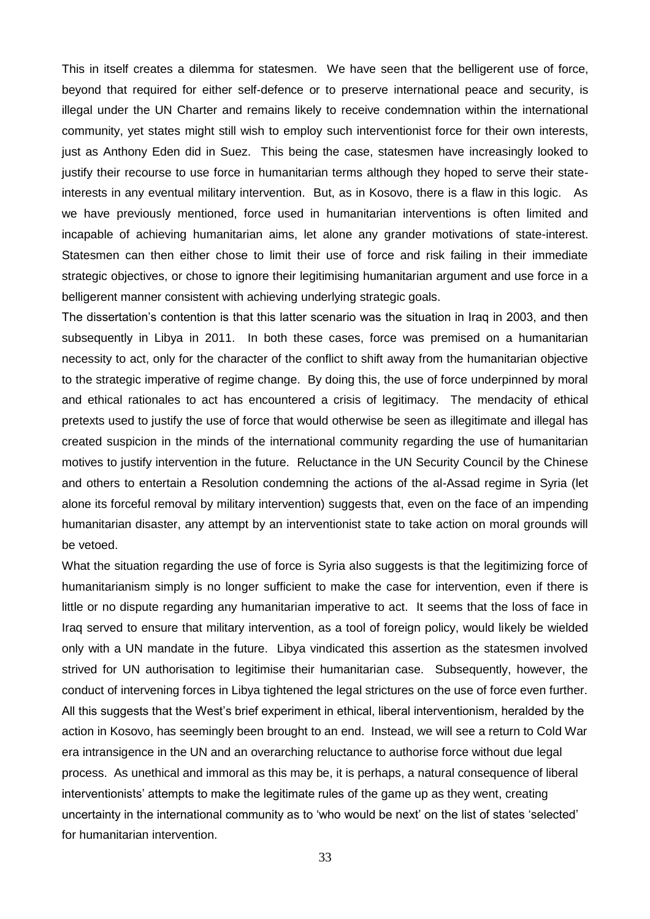This in itself creates a dilemma for statesmen. We have seen that the belligerent use of force, beyond that required for either self-defence or to preserve international peace and security, is illegal under the UN Charter and remains likely to receive condemnation within the international community, yet states might still wish to employ such interventionist force for their own interests, just as Anthony Eden did in Suez. This being the case, statesmen have increasingly looked to justify their recourse to use force in humanitarian terms although they hoped to serve their state-interests in any eventual military intervention. But, as in Kosovo, there is a flaw in this logic. As we have previously mentioned, force used in humanitarian interventions is often limited and incapable of achieving humanitarian aims, let alone any grander motivations of state-interest. Statesmen can then either chose to limit their use of force and risk failing in their immediate strategic objectives, or chose to ignore their legitimising humanitarian argument and use force in a belligerent manner consistent with achieving underlying strategic goals.

The dissertation's contention is that this latter scenario was the situation in Iraq in 2003, and then subsequently in Libya in 2011. In both these cases, force was premised on a humanitarian necessity to act, only for the character of the conflict to shift away from the humanitarian objective to the strategic imperative of regime change. By doing this, the use of force underpinned by moral and ethical rationales to act has encountered a crisis of legitimacy. The mendacity of ethical pretexts used to justify the use of force that would otherwise be seen as illegitimate and illegal has created suspicion in the minds of the international community regarding the use of humanitarian motives to justify intervention in the future. Reluctance in the UN Security Council by the Chinese and others to entertain a Resolution condemning the actions of the al-Assad regime in Syria (let alone its forceful removal by military intervention) suggests that, even on the face of an impending humanitarian disaster, any attempt by an interventionist state to take action on moral grounds will be vetoed.

What the situation regarding the use of force is Syria also suggests is that the legitimizing force of humanitarianism simply is no longer sufficient to make the case for intervention, even if there is little or no dispute regarding any humanitarian imperative to act. It seems that the loss of face in Iraq served to ensure that military intervention, as a tool of foreign policy, would likely be wielded only with a UN mandate in the future. Libya vindicated this assertion as the statesmen involved strived for UN authorisation to legitimise their humanitarian case. Subsequently, however, the conduct of intervening forces in Libya tightened the legal strictures on the use of force even further. All this suggests that the West's brief experiment in ethical, liberal interventionism, heralded by the action in Kosovo, has seemingly been brought to an end. Instead, we will see a return to Cold War era intransigence in the UN and an overarching reluctance to authorise force without due legal process. As unethical and immoral as this may be, it is perhaps, a natural consequence of liberal interventionists' attempts to make the legitimate rules of the game up as they went, creating uncertainty in the international community as to 'who would be next' on the list of states 'selected' for humanitarian intervention.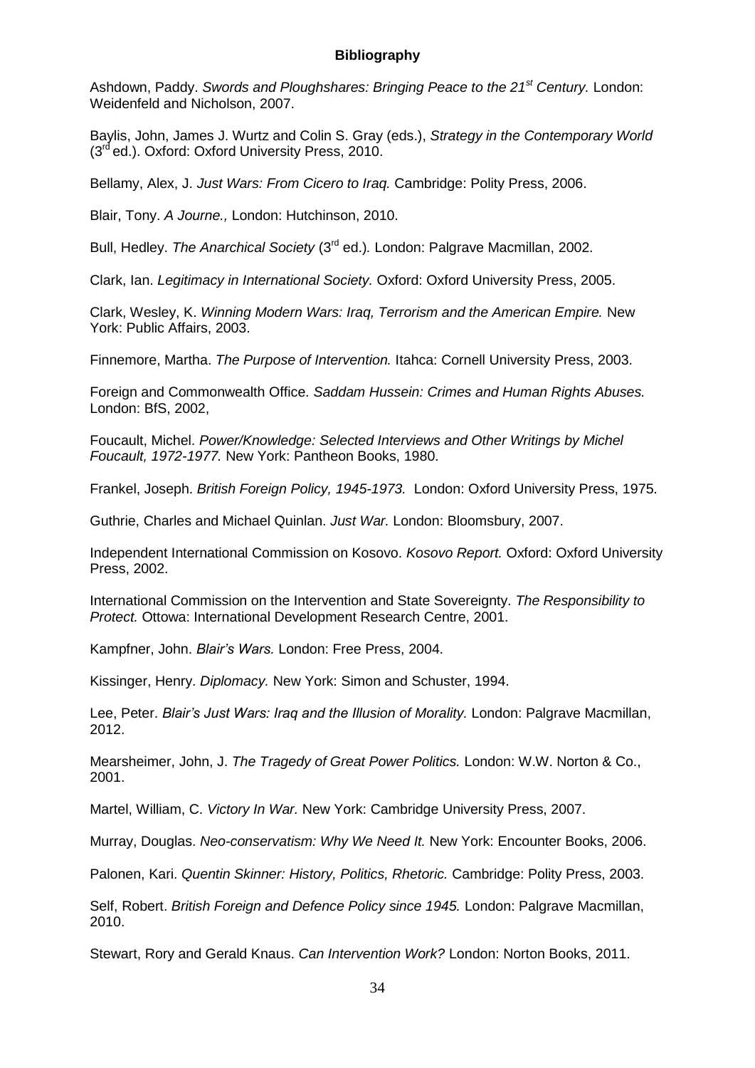**Bibliography**

Ashdown, Paddy. *Swords and Ploughshares: Bringing Peace to the 21st Century.* London: Weidenfeld and Nicholson, 2007.

Baylis, John, James J. Wurtz and Colin S. Gray (eds.), *Strategy in the Contemporary World* (3rd ed.). Oxford: Oxford University Press, 2010.

Bellamy, Alex, J. *Just Wars: From Cicero to Iraq.* Cambridge: Polity Press, 2006.

Blair, Tony. *A Journe.,* London: Hutchinson, 2010.

Bull, Hedley. *The Anarchical Society* (3rd ed.). London: Palgrave Macmillan, 2002.

Clark, Ian. *Legitimacy in International Society.* Oxford: Oxford University Press, 2005.

Clark, Wesley, K. *Winning Modern Wars: Iraq, Terrorism and the American Empire.* New York: Public Affairs, 2003.

Finnemore, Martha. *The Purpose of Intervention.* Ithaca: Cornell University Press, 2003.

Foreign and Commonwealth Office. *Saddam Hussein: Crimes and Human Rights Abuses.* London: BfS, 2002,

Foucault, Michel. *Power/Knowledge: Selected Interviews and Other Writings by Michel Foucault, 1972-1977.* New York: Pantheon Books, 1980.

Frankel, Joseph. *British Foreign Policy, 1945-1973.* London: Oxford University Press, 1975.

Guthrie, Charles and Michael Quinlan. *Just War.* London: Bloomsbury, 2007.

Independent International Commission on Kosovo. *Kosovo Report.* Oxford: Oxford University Press, 2002.

International Commission on the Intervention and State Sovereignty. *The Responsibility to Protect.* Ottowa: International Development Research Centre, 2001.

Kampfner, John. *Blair's Wars.* London: Free Press, 2004.

Kissinger, Henry. *Diplomacy.* New York: Simon and Schuster, 1994.

Lee, Peter. *Blair's Just Wars: Iraq and the Illusion of Morality.* London: Palgrave Macmillan, 2012.

Mearsheimer, John, J. *The Tragedy of Great Power Politics.* London: W.W. Norton & Co., 2001.

Martel, William, C. *Victory In War.* New York: Cambridge University Press, 2007.

Murray, Douglas. *Neo-conservatism: Why We Need It.* New York: Encounter Books, 2006.

Palonen, Kari. *Quentin Skinner: History, Politics, Rhetoric.* Cambridge: Polity Press, 2003.

Self, Robert. *British Foreign and Defence Policy since 1945.* London: Palgrave Macmillan, 2010.

Stewart, Rory and Gerald Knaus. *Can Intervention Work?* London: Norton Books, 2011.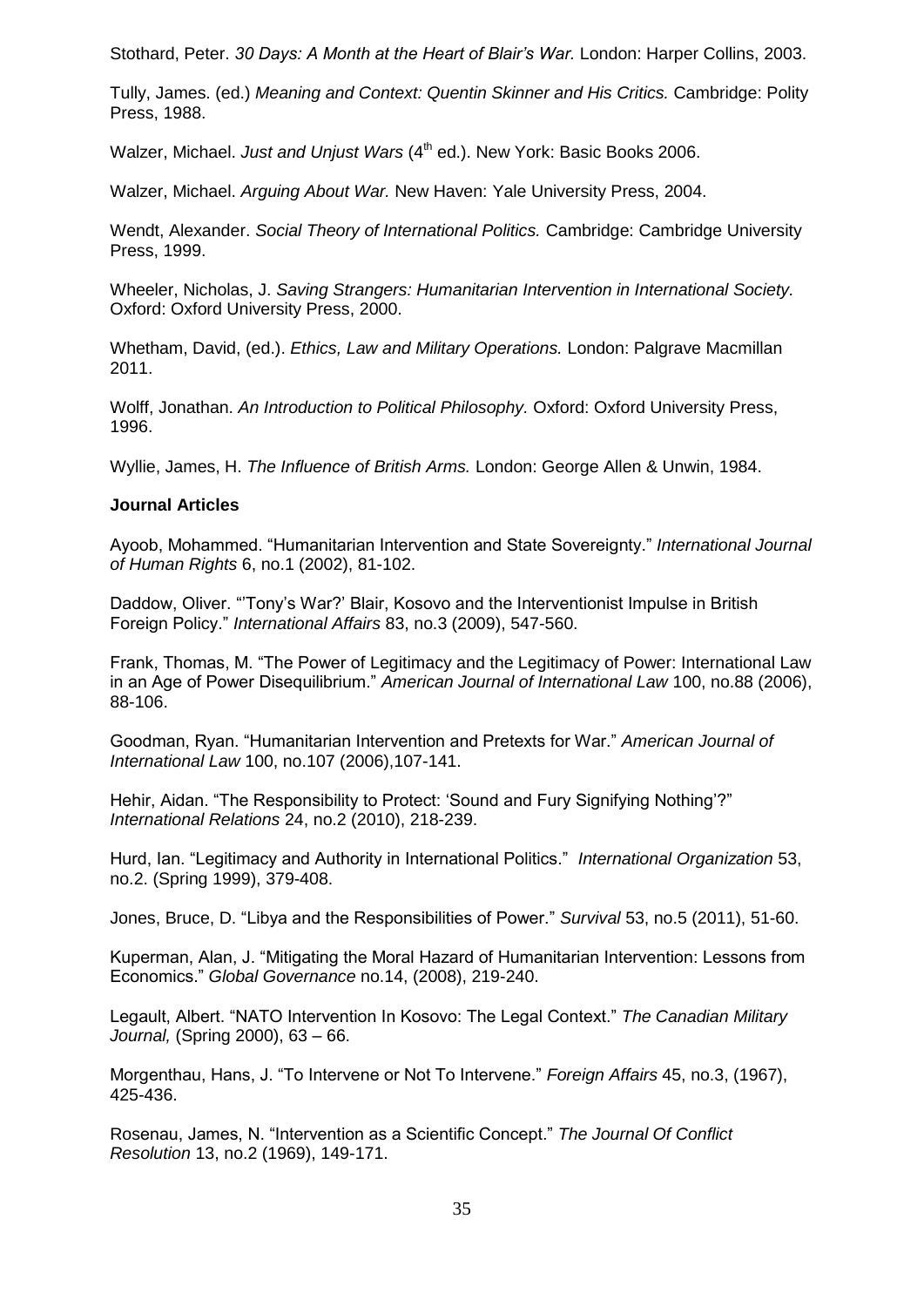Stothard, Peter. *30 Days: A Month at the Heart of Blair's War.* London: Harper Collins, 2003.

Tully, James. (ed.) *Meaning and Context: Quentin Skinner and His Critics.* Cambridge: Polity Press, 1988.

Walzer, Michael. *Just and Unjust Wars* (4th ed.). New York: Basic Books 2006.

Walzer, Michael. *Arguing About War.* New Haven: Yale University Press, 2004.

Wendt, Alexander. *Social Theory of International Politics.* Cambridge: Cambridge University Press, 1999.

Wheeler, Nicholas, J. *Saving Strangers: Humanitarian Intervention in International Society.* Oxford: Oxford University Press, 2000.

Whetham, David, (ed.). *Ethics, Law and Military Operations.* London: Palgrave Macmillan 2011.

Wolff, Jonathan. *An Introduction to Political Philosophy.* Oxford: Oxford University Press, 1996.

Wyllie, James, H. *The Influence of British Arms.* London: George Allen & Unwin, 1984.

**Journal Articles**

Ayoob, Mohammed. "Humanitarian Intervention and State Sovereignty." *International Journal of Human Rights* 6, no.1 (2002), 81-102.

Daddow, Oliver. "'Tony's War?' Blair, Kosovo and the Interventionist Impulse in British Foreign Policy." *International Affairs* 83, no.3 (2009), 547-560.

Frank, Thomas, M. "The Power of Legitimacy and the Legitimacy of Power: International Law in an Age of Power Disequilibrium." *American Journal of International Law* 100, no.88 (2006), 88-106.

Goodman, Ryan. "Humanitarian Intervention and Pretexts for War." *American Journal of International Law* 100, no.107 (2006),107-141.

Hehir, Aidan. "The Responsibility to Protect: 'Sound and Fury Signifying Nothing'?" *International Relations* 24, no.2 (2010), 218-239.

Hurd, Ian. "Legitimacy and Authority in International Politics." *International Organization* 53, no.2. (Spring 1999), 379-408.

Jones, Bruce, D. "Libya and the Responsibilities of Power." *Survival* 53, no.5 (2011), 51-60.

Kuperman, Alan, J. "Mitigating the Moral Hazard of Humanitarian Intervention: Lessons from Economics." *Global Governance* no.14, (2008), 219-240.

Legault, Albert. "NATO Intervention In Kosovo: The Legal Context." *The Canadian Military Journal,* (Spring 2000), 63 – 66.

Morgenthau, Hans, J. "To Intervene or Not To Intervene." *Foreign Affairs* 45, no.3, (1967), 425-436.

Rosenau, James, N. "Intervention as a Scientific Concept." *The Journal Of Conflict Resolution* 13, no.2 (1969), 149-171.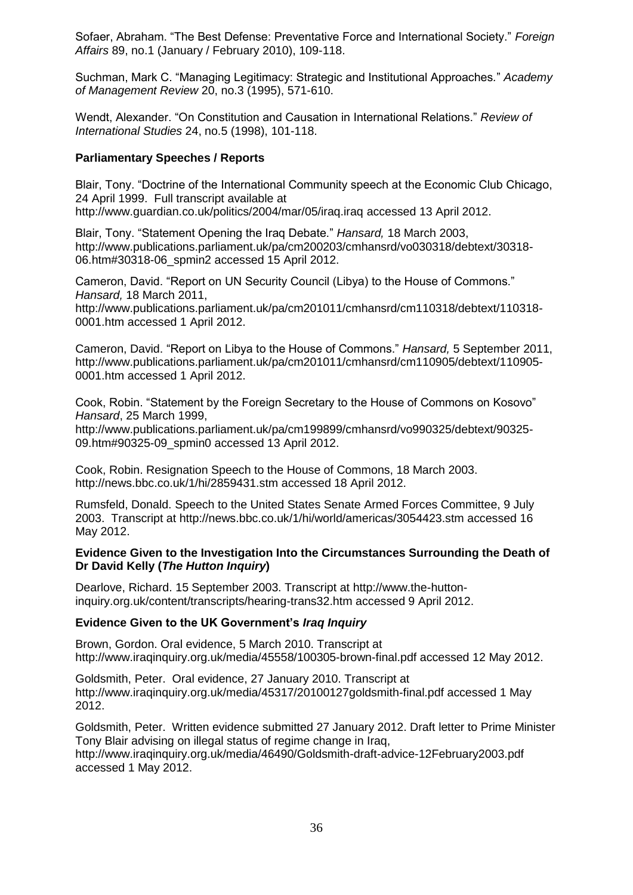Sofaer, Abraham. "The Best Defense: Preventative Force and International Society." *Foreign Affairs* 89, no.1 (January / February 2010), 109-118.

Suchman, Mark C. "Managing Legitimacy: Strategic and Institutional Approaches." *Academy of Management Review* 20, no.3 (1995), 571-610.

Wendt, Alexander. "On Constitution and Causation in International Relations." *Review of International Studies* 24, no.5 (1998), 101-118.

**Parliamentary Speeches / Reports**

Blair, Tony. "Doctrine of the International Community speech at the Economic Club Chicago, 24 April 1999. Full transcript available at http://www.guardian.co.uk/politics/2004/mar/05/iraq.iraq accessed 13 April 2012.

Blair, Tony. "Statement Opening the Iraq Debate." *Hansard,* 18 March 2003, http://www.publications.parliament.uk/pa/cm200203/cmhansrd/vo030318/debtext/30318-06.htm#30318-06_spmin2 accessed 15 April 2012.

Cameron, David. "Report on UN Security Council (Libya) to the House of Commons." *Hansard,* 18 March 2011, http://www.publications.parliament.uk/pa/cm201011/cmhansrd/cm110318/debtext/110318-0001.htm accessed 1 April 2012.

Cameron, David. "Report on Libya to the House of Commons." *Hansard,* 5 September 2011, http://www.publications.parliament.uk/pa/cm201011/cmhansrd/cm110905/debtext/110905-0001.htm accessed 1 April 2012.

Cook, Robin. "Statement by the Foreign Secretary to the House of Commons on Kosovo" *Hansard*, 25 March 1999, http://www.publications.parliament.uk/pa/cm199899/cmhansrd/vo990325/debtext/90325-09.htm#90325-09_spmin0 accessed 13 April 2012.

Cook, Robin. Resignation Speech to the House of Commons, 18 March 2003. http://news.bbc.co.uk/1/hi/2859431.stm accessed 18 April 2012.

Rumsfeld, Donald. Speech to the United States Senate Armed Forces Committee, 9 July 2003. Transcript at http://news.bbc.co.uk/1/hi/world/americas/3054423.stm accessed 16 May 2012.

**Evidence Given to the Investigation Into the Circumstances Surrounding the Death of Dr David Kelly (*The Hutton Inquiry*)**

Dearlove, Richard. 15 September 2003. Transcript at http://www.the-hutton-inquiry.org.uk/content/transcripts/hearing-trans32.htm accessed 9 April 2012.

**Evidence Given to the UK Government's *Iraq Inquiry***

Brown, Gordon. Oral evidence, 5 March 2010. Transcript at http://www.iraqinquiry.org.uk/media/45558/100305-brown-final.pdf accessed 12 May 2012.

Goldsmith, Peter. Oral evidence, 27 January 2010. Transcript at http://www.iraqinquiry.org.uk/media/45317/20100127goldsmith-final.pdf accessed 1 May 2012.

Goldsmith, Peter. Written evidence submitted 27 January 2012. Draft letter to Prime Minister Tony Blair advising on illegal status of regime change in Iraq, http://www.iraqinquiry.org.uk/media/46490/Goldsmith-draft-advice-12February2003.pdf accessed 1 May 2012.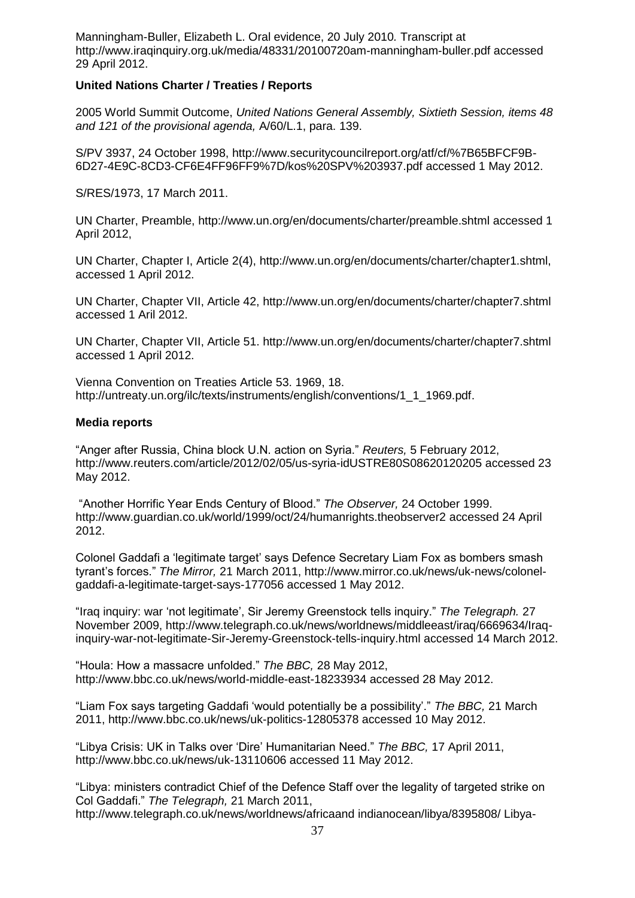Manningham-Buller, Elizabeth L. Oral evidence, 20 July 2010. Transcript at http://www.iraqinquiry.org.uk/media/48331/20100720am-manningham-buller.pdf accessed 29 April 2012.

**United Nations Charter / Treaties / Reports**

2005 World Summit Outcome, *United Nations General Assembly, Sixtieth Session, items 48 and 121 of the provisional agenda,* A/60/L.1, para. 139.

S/PV 3937, 24 October 1998, http://www.securitycouncilreport.org/atf/cf/%7B65BFCF9B-6D27-4E9C-8CD3-CF6E4FF96FF9%7D/kos%20SPV%203937.pdf accessed 1 May 2012.

S/RES/1973, 17 March 2011.

UN Charter, Preamble, http://www.un.org/en/documents/charter/preamble.shtml accessed 1 April 2012,

UN Charter, Chapter I, Article 2(4), http://www.un.org/en/documents/charter/chapter1.shtml, accessed 1 April 2012.

UN Charter, Chapter VII, Article 42, http://www.un.org/en/documents/charter/chapter7.shtml accessed 1 Aril 2012.

UN Charter, Chapter VII, Article 51. http://www.un.org/en/documents/charter/chapter7.shtml accessed 1 April 2012.

Vienna Convention on Treaties Article 53. 1969, 18. http://untreaty.un.org/ilc/texts/instruments/english/conventions/1_1_1969.pdf.

**Media reports**

"Anger after Russia, China block U.N. action on Syria." *Reuters,* 5 February 2012, http://www.reuters.com/article/2012/02/05/us-syria-idUSTRE80S08620120205 accessed 23 May 2012.

"Another Horrific Year Ends Century of Blood." *The Observer,* 24 October 1999. http://www.guardian.co.uk/world/1999/oct/24/humanrights.theobserver2 accessed 24 April 2012.

Colonel Gaddafi a 'legitimate target' says Defence Secretary Liam Fox as bombers smash tyrant's forces." *The Mirror,* 21 March 2011, http://www.mirror.co.uk/news/uk-news/colonel-gaddafi-a-legitimate-target-says-177056 accessed 1 May 2012.

"Iraq inquiry: war 'not legitimate', Sir Jeremy Greenstock tells inquiry." *The Telegraph.* 27 November 2009, http://www.telegraph.co.uk/news/worldnews/middleeast/iraq/6669634/Iraq-inquiry-war-not-legitimate-Sir-Jeremy-Greenstock-tells-inquiry.html accessed 14 March 2012.

"Houla: How a massacre unfolded." *The BBC,* 28 May 2012, http://www.bbc.co.uk/news/world-middle-east-18233934 accessed 28 May 2012.

"Liam Fox says targeting Gaddafi 'would potentially be a possibility'." *The BBC,* 21 March 2011, http://www.bbc.co.uk/news/uk-politics-12805378 accessed 10 May 2012.

"Libya Crisis: UK in Talks over 'Dire' Humanitarian Need." *The BBC,* 17 April 2011, http://www.bbc.co.uk/news/uk-13110606 accessed 11 May 2012.

"Libya: ministers contradict Chief of the Defence Staff over the legality of targeted strike on Col Gaddafi." *The Telegraph,* 21 March 2011, http://www.telegraph.co.uk/news/worldnews/africaand indianocean/libya/8395808/ Libya-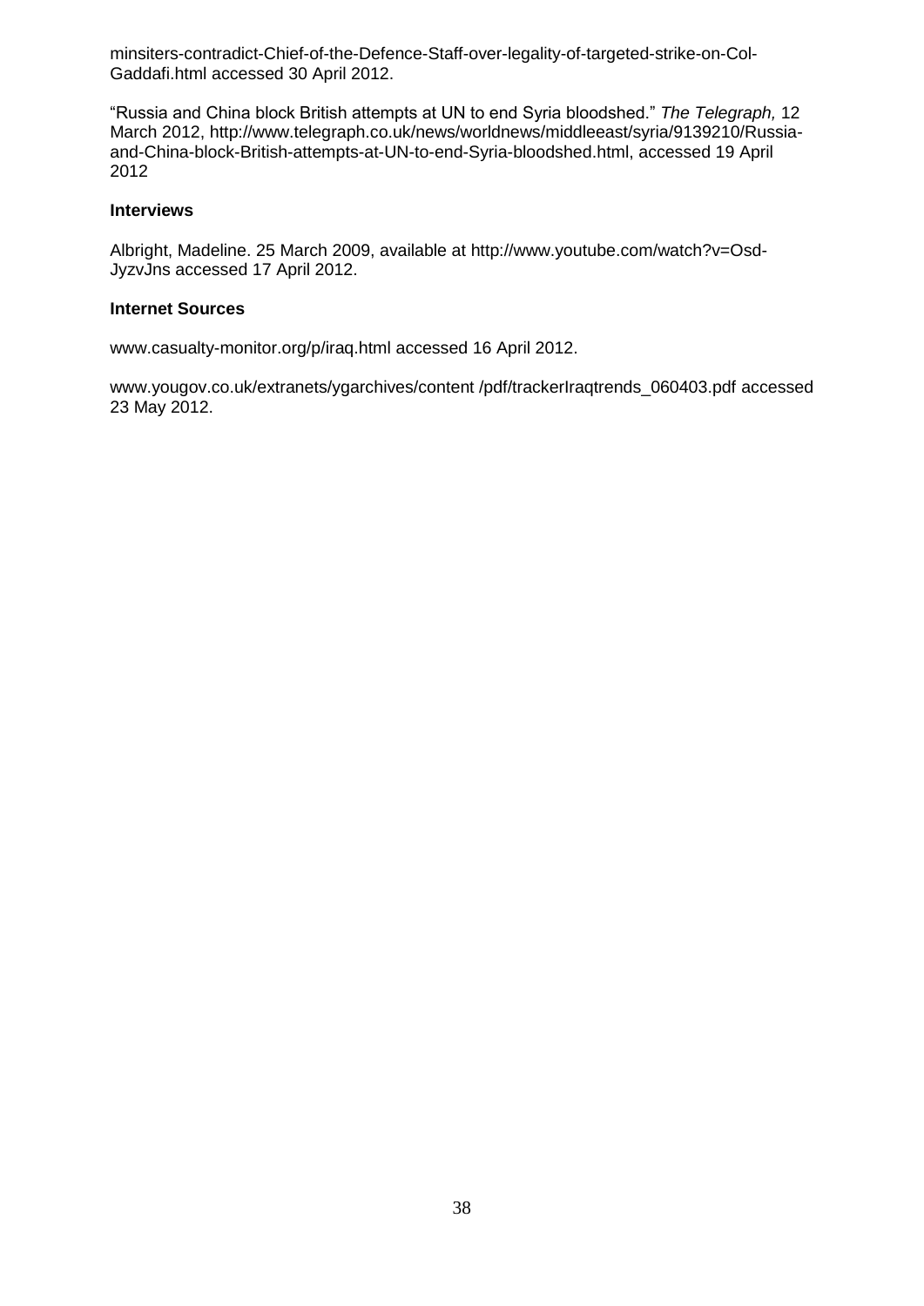minsiters-contradict-Chief-of-the-Defence-Staff-over-legality-of-targeted-strike-on-Col-Gaddafi.html accessed 30 April 2012.

"Russia and China block British attempts at UN to end Syria bloodshed." *The Telegraph,* 12 March 2012, http://www.telegraph.co.uk/news/worldnews/middleeast/syria/9139210/Russia-and-China-block-British-attempts-at-UN-to-end-Syria-bloodshed.html, accessed 19 April 2012

**Interviews**

Albright, Madeline. 25 March 2009, available at http://www.youtube.com/watch?v=Osd-JyzvJns accessed 17 April 2012.

**Internet Sources**

www.casualty-monitor.org/p/iraq.html accessed 16 April 2012.

www.yougov.co.uk/extranets/ygarchives/content /pdf/trackerIraqtrends_060403.pdf accessed 23 May 2012.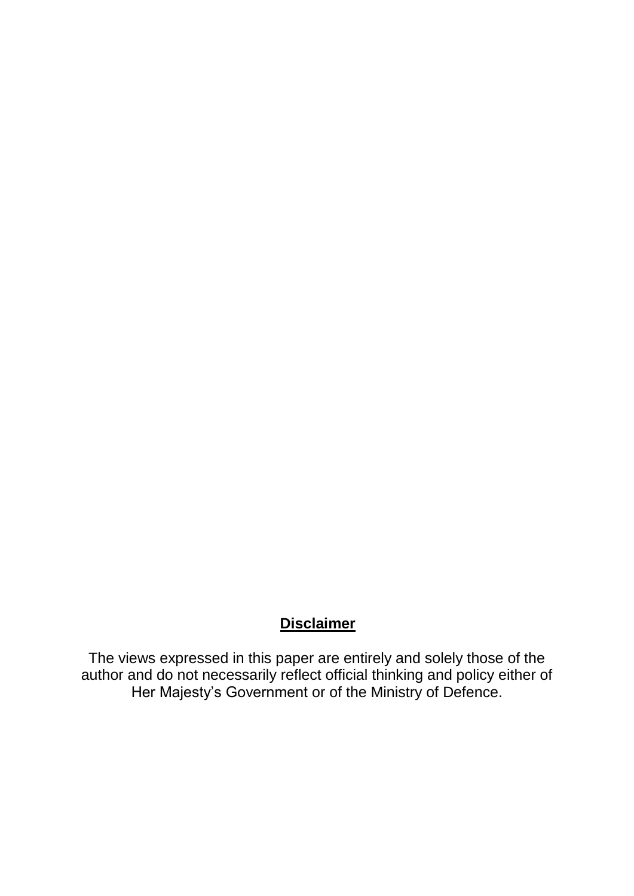**Disclaimer**

The views expressed in this paper are entirely and solely those of the author and do not necessarily reflect official thinking and policy either of Her Majesty's Government or of the Ministry of Defence.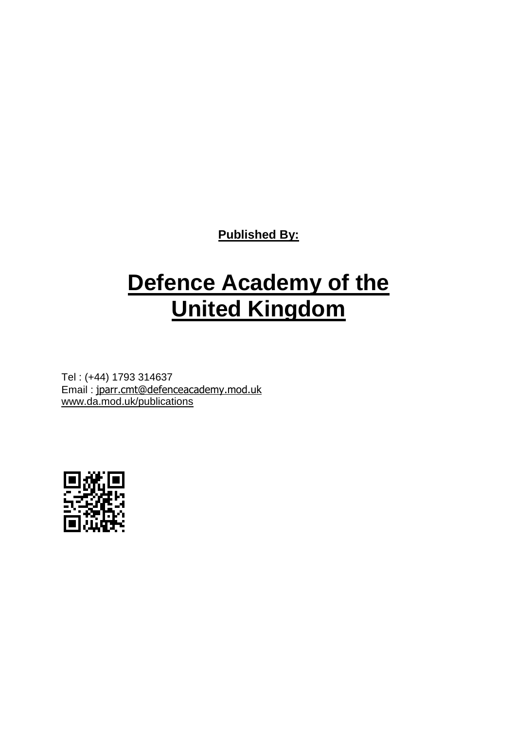**Published By:**

# Defence Academy of the United Kingdom

Tel : (+44) 1793 314637
Email : jparr.cmt@defenceacademy.mod.uk
www.da.mod.uk/publications